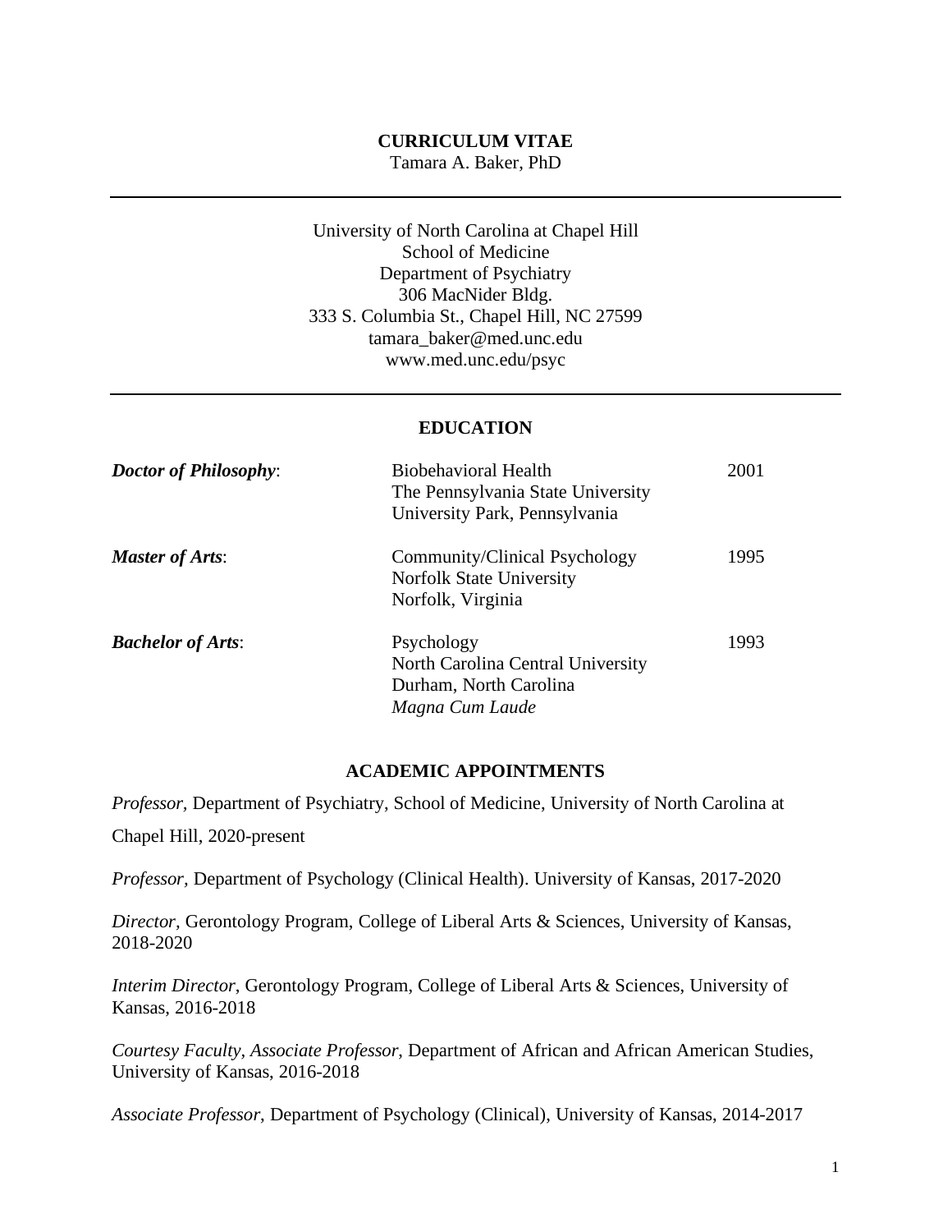# CURRICULUM VITAE

Tamara A. Baker, PhD

---

University of North Carolina at Chapel Hill
School of Medicine
Department of Psychiatry
306 MacNider Bldg.
333 S. Columbia St., Chapel Hill, NC 27599
tamara_baker@med.unc.edu
www.med.unc.edu/psyc

---

## EDUCATION

| | | |
|---|---|---|
| ***Doctor of Philosophy***: | Biobehavioral Health<br>The Pennsylvania State University<br>University Park, Pennsylvania | 2001 |
| ***Master of Arts***: | Community/Clinical Psychology<br>Norfolk State University<br>Norfolk, Virginia | 1995 |
| ***Bachelor of Arts***: | Psychology<br>North Carolina Central University<br>Durham, North Carolina<br>*Magna Cum Laude* | 1993 |

## ACADEMIC APPOINTMENTS

*Professor,* Department of Psychiatry, School of Medicine, University of North Carolina at Chapel Hill, 2020-present

*Professor,* Department of Psychology (Clinical Health). University of Kansas, 2017-2020

*Director,* Gerontology Program, College of Liberal Arts & Sciences, University of Kansas, 2018-2020

*Interim Director*, Gerontology Program, College of Liberal Arts & Sciences, University of Kansas, 2016-2018

*Courtesy Faculty, Associate Professor*, Department of African and African American Studies, University of Kansas, 2016-2018

*Associate Professor*, Department of Psychology (Clinical), University of Kansas, 2014-2017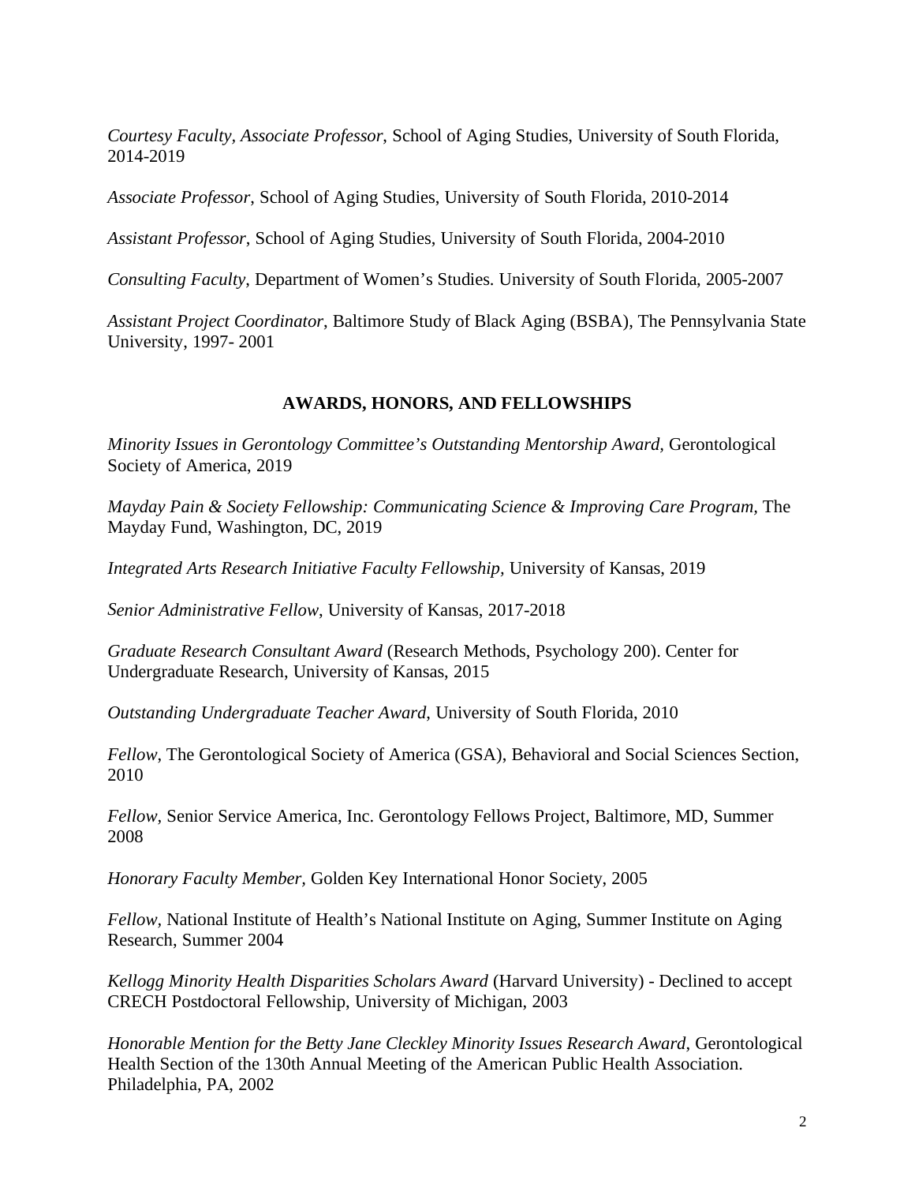*Courtesy Faculty, Associate Professor*, School of Aging Studies, University of South Florida, 2014-2019

*Associate Professor*, School of Aging Studies, University of South Florida, 2010-2014

*Assistant Professor*, School of Aging Studies, University of South Florida, 2004-2010

*Consulting Faculty*, Department of Women's Studies. University of South Florida, 2005-2007

*Assistant Project Coordinator*, Baltimore Study of Black Aging (BSBA), The Pennsylvania State University, 1997- 2001

## AWARDS, HONORS, AND FELLOWSHIPS

*Minority Issues in Gerontology Committee's Outstanding Mentorship Award*, Gerontological Society of America, 2019

*Mayday Pain & Society Fellowship: Communicating Science & Improving Care Program,* The Mayday Fund, Washington, DC, 2019

*Integrated Arts Research Initiative Faculty Fellowship*, University of Kansas, 2019

*Senior Administrative Fellow*, University of Kansas, 2017-2018

*Graduate Research Consultant Award* (Research Methods, Psychology 200). Center for Undergraduate Research, University of Kansas, 2015

*Outstanding Undergraduate Teacher Award*, University of South Florida, 2010

*Fellow*, The Gerontological Society of America (GSA), Behavioral and Social Sciences Section, 2010

*Fellow*, Senior Service America, Inc. Gerontology Fellows Project, Baltimore, MD, Summer 2008

*Honorary Faculty Member*, Golden Key International Honor Society, 2005

*Fellow*, National Institute of Health's National Institute on Aging, Summer Institute on Aging Research, Summer 2004

*Kellogg Minority Health Disparities Scholars Award* (Harvard University) - Declined to accept CRECH Postdoctoral Fellowship, University of Michigan, 2003

*Honorable Mention for the Betty Jane Cleckley Minority Issues Research Award*, Gerontological Health Section of the 130th Annual Meeting of the American Public Health Association. Philadelphia, PA, 2002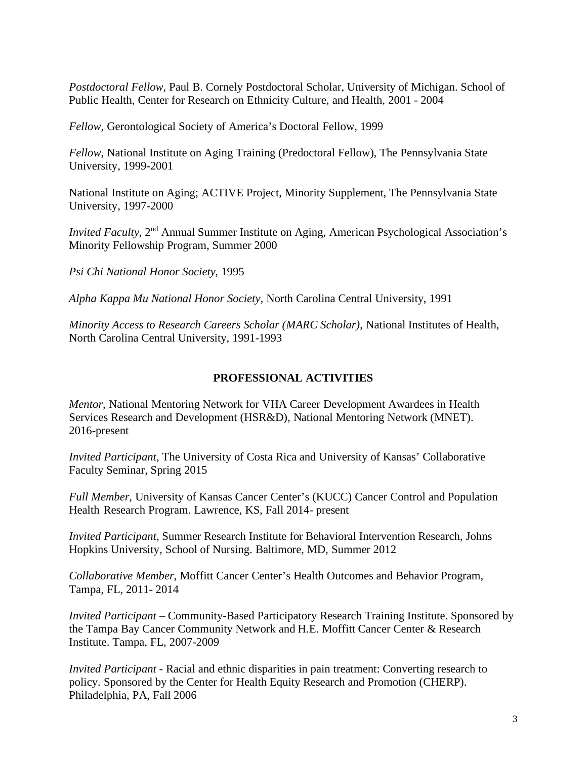*Postdoctoral Fellow*, Paul B. Cornely Postdoctoral Scholar, University of Michigan. School of Public Health, Center for Research on Ethnicity Culture, and Health, 2001 - 2004

*Fellow*, Gerontological Society of America's Doctoral Fellow, 1999

*Fellow*, National Institute on Aging Training (Predoctoral Fellow), The Pennsylvania State University, 1999-2001

National Institute on Aging; ACTIVE Project, Minority Supplement, The Pennsylvania State University, 1997-2000

*Invited Faculty*, 2nd Annual Summer Institute on Aging, American Psychological Association's Minority Fellowship Program, Summer 2000

*Psi Chi National Honor Society*, 1995

*Alpha Kappa Mu National Honor Society*, North Carolina Central University, 1991

*Minority Access to Research Careers Scholar (MARC Scholar)*, National Institutes of Health, North Carolina Central University, 1991-1993

## PROFESSIONAL ACTIVITIES

*Mentor*, National Mentoring Network for VHA Career Development Awardees in Health Services Research and Development (HSR&D), National Mentoring Network (MNET). 2016-present

*Invited Participant*, The University of Costa Rica and University of Kansas' Collaborative Faculty Seminar, Spring 2015

*Full Member*, University of Kansas Cancer Center's (KUCC) Cancer Control and Population Health Research Program. Lawrence, KS, Fall 2014- present

*Invited Participant*, Summer Research Institute for Behavioral Intervention Research, Johns Hopkins University, School of Nursing. Baltimore, MD, Summer 2012

*Collaborative Member*, Moffitt Cancer Center's Health Outcomes and Behavior Program, Tampa, FL, 2011- 2014

*Invited Participant* – Community-Based Participatory Research Training Institute. Sponsored by the Tampa Bay Cancer Community Network and H.E. Moffitt Cancer Center & Research Institute. Tampa, FL, 2007-2009

*Invited Participant* - Racial and ethnic disparities in pain treatment: Converting research to policy. Sponsored by the Center for Health Equity Research and Promotion (CHERP). Philadelphia, PA, Fall 2006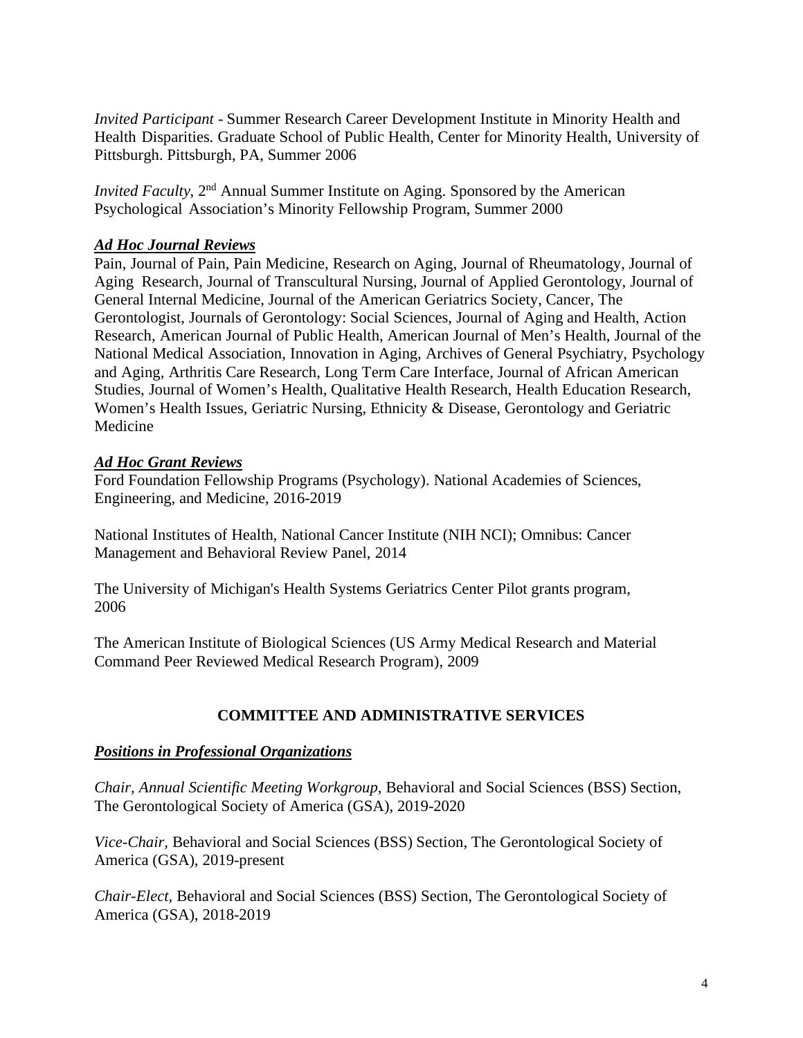*Invited Participant* - Summer Research Career Development Institute in Minority Health and Health Disparities. Graduate School of Public Health, Center for Minority Health, University of Pittsburgh. Pittsburgh, PA, Summer 2006

*Invited Faculty*, 2nd Annual Summer Institute on Aging. Sponsored by the American Psychological Association's Minority Fellowship Program, Summer 2000

### ***Ad Hoc Journal Reviews***

Pain, Journal of Pain, Pain Medicine, Research on Aging, Journal of Rheumatology, Journal of Aging Research, Journal of Transcultural Nursing, Journal of Applied Gerontology, Journal of General Internal Medicine, Journal of the American Geriatrics Society, Cancer, The Gerontologist, Journals of Gerontology: Social Sciences, Journal of Aging and Health, Action Research, American Journal of Public Health, American Journal of Men's Health, Journal of the National Medical Association, Innovation in Aging, Archives of General Psychiatry, Psychology and Aging, Arthritis Care Research, Long Term Care Interface, Journal of African American Studies, Journal of Women's Health, Qualitative Health Research, Health Education Research, Women's Health Issues, Geriatric Nursing, Ethnicity & Disease, Gerontology and Geriatric Medicine

### ***Ad Hoc Grant Reviews***

Ford Foundation Fellowship Programs (Psychology). National Academies of Sciences, Engineering, and Medicine, 2016-2019

National Institutes of Health, National Cancer Institute (NIH NCI); Omnibus: Cancer Management and Behavioral Review Panel, 2014

The University of Michigan's Health Systems Geriatrics Center Pilot grants program, 2006

The American Institute of Biological Sciences (US Army Medical Research and Material Command Peer Reviewed Medical Research Program), 2009

## COMMITTEE AND ADMINISTRATIVE SERVICES

### ***Positions in Professional Organizations***

*Chair, Annual Scientific Meeting Workgroup,* Behavioral and Social Sciences (BSS) Section, The Gerontological Society of America (GSA), 2019-2020

*Vice-Chair,* Behavioral and Social Sciences (BSS) Section, The Gerontological Society of America (GSA), 2019-present

*Chair-Elect,* Behavioral and Social Sciences (BSS) Section, The Gerontological Society of America (GSA), 2018-2019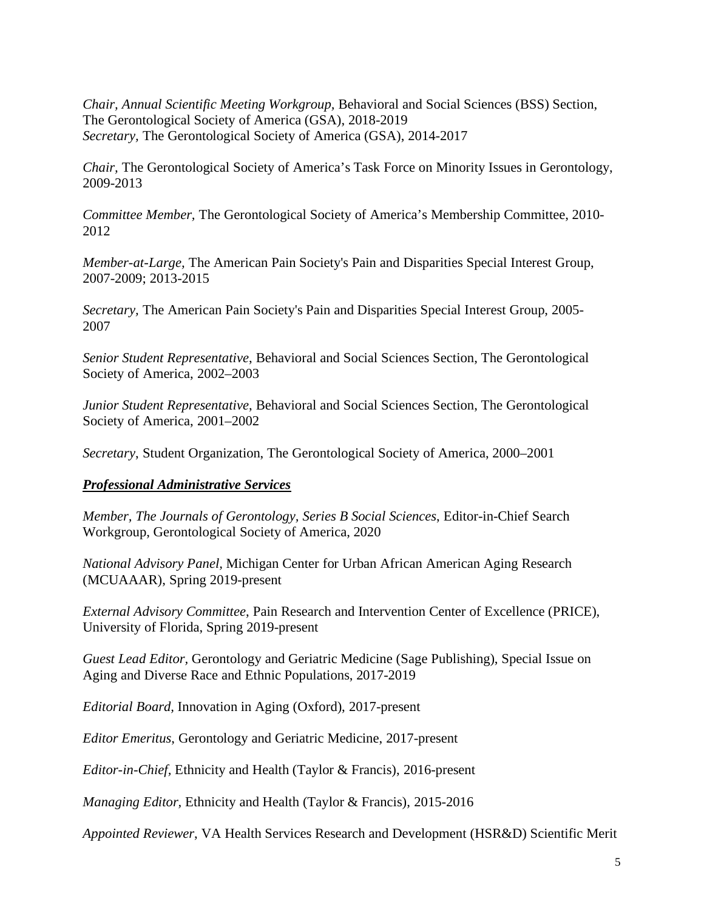*Chair, Annual Scientific Meeting Workgroup,* Behavioral and Social Sciences (BSS) Section, The Gerontological Society of America (GSA), 2018-2019
*Secretary,* The Gerontological Society of America (GSA), 2014-2017

*Chair,* The Gerontological Society of America's Task Force on Minority Issues in Gerontology, 2009-2013

*Committee Member,* The Gerontological Society of America's Membership Committee, 2010-2012

*Member-at-Large,* The American Pain Society's Pain and Disparities Special Interest Group, 2007-2009; 2013-2015

*Secretary,* The American Pain Society's Pain and Disparities Special Interest Group, 2005-2007

*Senior Student Representative*, Behavioral and Social Sciences Section, The Gerontological Society of America, 2002–2003

*Junior Student Representative*, Behavioral and Social Sciences Section, The Gerontological Society of America, 2001–2002

*Secretary*, Student Organization, The Gerontological Society of America, 2000–2001

***Professional Administrative Services***

*Member, The Journals of Gerontology, Series B Social Sciences*, Editor-in-Chief Search Workgroup, Gerontological Society of America, 2020

*National Advisory Panel,* Michigan Center for Urban African American Aging Research (MCUAAAR), Spring 2019-present

*External Advisory Committee*, Pain Research and Intervention Center of Excellence (PRICE), University of Florida, Spring 2019-present

*Guest Lead Editor,* Gerontology and Geriatric Medicine (Sage Publishing), Special Issue on Aging and Diverse Race and Ethnic Populations, 2017-2019

*Editorial Board,* Innovation in Aging (Oxford), 2017-present

*Editor Emeritus*, Gerontology and Geriatric Medicine, 2017-present

*Editor-in-Chief,* Ethnicity and Health (Taylor & Francis), 2016-present

*Managing Editor,* Ethnicity and Health (Taylor & Francis), 2015-2016

*Appointed Reviewer*, VA Health Services Research and Development (HSR&D) Scientific Merit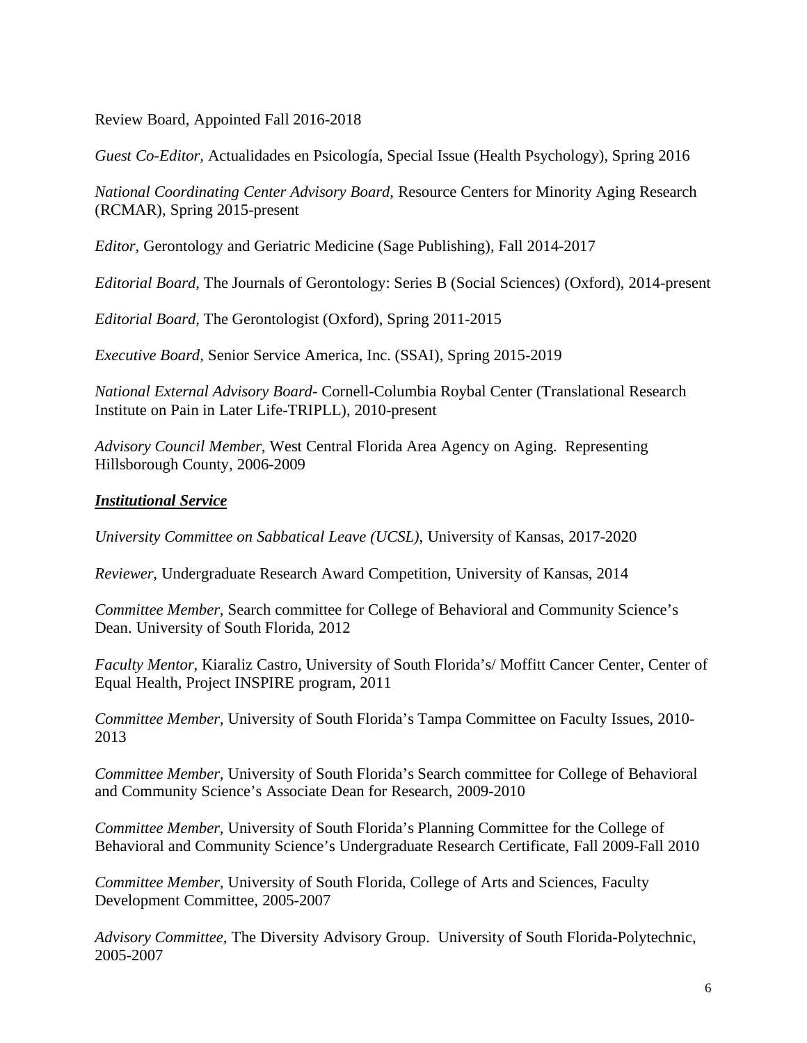Review Board, Appointed Fall 2016-2018

*Guest Co-Editor*, Actualidades en Psicología, Special Issue (Health Psychology), Spring 2016

*National Coordinating Center Advisory Board,* Resource Centers for Minority Aging Research (RCMAR), Spring 2015-present

*Editor*, Gerontology and Geriatric Medicine (Sage Publishing), Fall 2014-2017

*Editorial Board*, The Journals of Gerontology: Series B (Social Sciences) (Oxford), 2014-present

*Editorial Board,* The Gerontologist (Oxford), Spring 2011-2015

*Executive Board,* Senior Service America, Inc. (SSAI), Spring 2015-2019

*National External Advisory Board*- Cornell-Columbia Roybal Center (Translational Research Institute on Pain in Later Life-TRIPLL), 2010-present

*Advisory Council Member,* West Central Florida Area Agency on Aging. Representing Hillsborough County, 2006-2009

***Institutional Service***

*University Committee on Sabbatical Leave (UCSL),* University of Kansas, 2017-2020

*Reviewer,* Undergraduate Research Award Competition, University of Kansas, 2014

*Committee Member,* Search committee for College of Behavioral and Community Science's Dean. University of South Florida, 2012

*Faculty Mentor*, Kiaraliz Castro, University of South Florida's/ Moffitt Cancer Center, Center of Equal Health, Project INSPIRE program, 2011

*Committee Member,* University of South Florida's Tampa Committee on Faculty Issues, 2010-2013

*Committee Member,* University of South Florida's Search committee for College of Behavioral and Community Science's Associate Dean for Research, 2009-2010

*Committee Member,* University of South Florida's Planning Committee for the College of Behavioral and Community Science's Undergraduate Research Certificate, Fall 2009-Fall 2010

*Committee Member,* University of South Florida, College of Arts and Sciences, Faculty Development Committee, 2005-2007

*Advisory Committee,* The Diversity Advisory Group. University of South Florida-Polytechnic, 2005-2007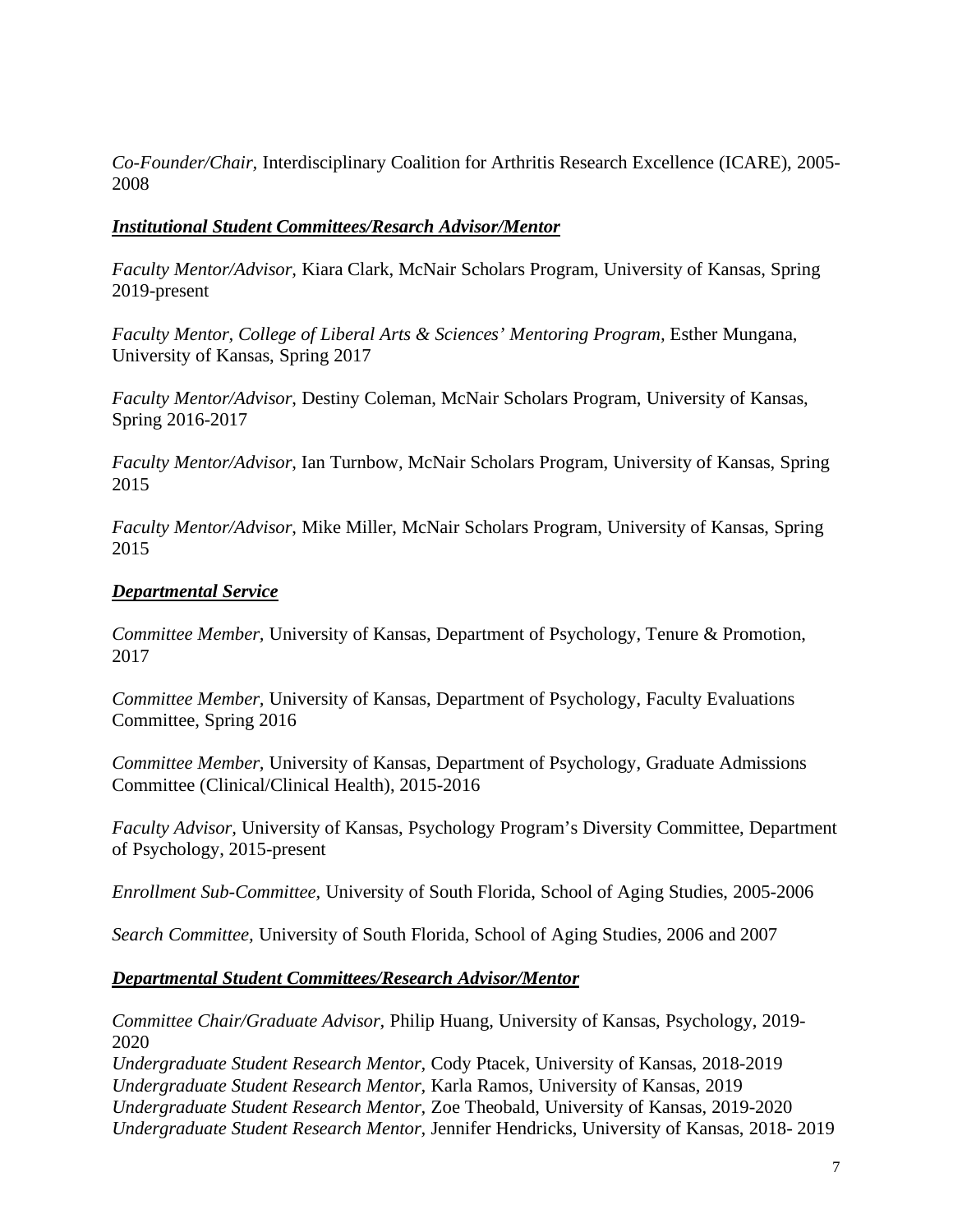*Co-Founder/Chair*, Interdisciplinary Coalition for Arthritis Research Excellence (ICARE), 2005-2008

***Institutional Student Committees/Resarch Advisor/Mentor***

*Faculty Mentor/Advisor,* Kiara Clark, McNair Scholars Program, University of Kansas, Spring 2019-present

*Faculty Mentor, College of Liberal Arts & Sciences' Mentoring Program,* Esther Mungana, University of Kansas, Spring 2017

*Faculty Mentor/Advisor*, Destiny Coleman, McNair Scholars Program, University of Kansas, Spring 2016-2017

*Faculty Mentor/Advisor*, Ian Turnbow, McNair Scholars Program, University of Kansas, Spring 2015

*Faculty Mentor/Advisor*, Mike Miller, McNair Scholars Program, University of Kansas, Spring 2015

***Departmental Service***

*Committee Member,* University of Kansas, Department of Psychology, Tenure & Promotion, 2017

*Committee Member,* University of Kansas, Department of Psychology, Faculty Evaluations Committee, Spring 2016

*Committee Member,* University of Kansas, Department of Psychology, Graduate Admissions Committee (Clinical/Clinical Health), 2015-2016

*Faculty Advisor,* University of Kansas, Psychology Program's Diversity Committee, Department of Psychology, 2015-present

*Enrollment Sub-Committee,* University of South Florida, School of Aging Studies, 2005-2006

*Search Committee,* University of South Florida, School of Aging Studies, 2006 and 2007

***Departmental Student Committees/Research Advisor/Mentor***

*Committee Chair/Graduate Advisor,* Philip Huang, University of Kansas, Psychology, 2019-2020
*Undergraduate Student Research Mentor,* Cody Ptacek, University of Kansas, 2018-2019
*Undergraduate Student Research Mentor,* Karla Ramos, University of Kansas, 2019
*Undergraduate Student Research Mentor,* Zoe Theobald, University of Kansas, 2019-2020
*Undergraduate Student Research Mentor,* Jennifer Hendricks, University of Kansas, 2018- 2019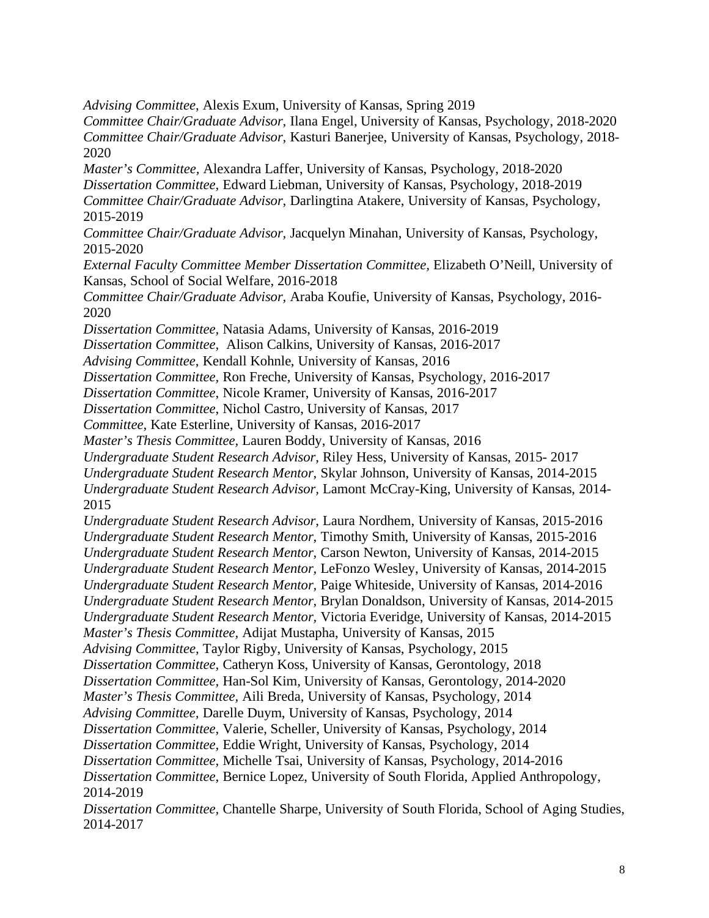*Advising Committee*, Alexis Exum, University of Kansas, Spring 2019
*Committee Chair/Graduate Advisor,* Ilana Engel, University of Kansas, Psychology, 2018-2020
*Committee Chair/Graduate Advisor,* Kasturi Banerjee, University of Kansas, Psychology, 2018-2020
*Master's Committee,* Alexandra Laffer, University of Kansas, Psychology, 2018-2020
*Dissertation Committee,* Edward Liebman, University of Kansas, Psychology, 2018-2019
*Committee Chair/Graduate Advisor,* Darlingtina Atakere, University of Kansas, Psychology, 2015-2019
*Committee Chair/Graduate Advisor,* Jacquelyn Minahan, University of Kansas, Psychology, 2015-2020
*External Faculty Committee Member Dissertation Committee,* Elizabeth O'Neill, University of Kansas, School of Social Welfare, 2016-2018
*Committee Chair/Graduate Advisor,* Araba Koufie, University of Kansas, Psychology, 2016-2020
*Dissertation Committee*, Natasia Adams, University of Kansas, 2016-2019
*Dissertation Committee*, Alison Calkins, University of Kansas, 2016-2017
*Advising Committee*, Kendall Kohnle, University of Kansas, 2016
*Dissertation Committee*, Ron Freche, University of Kansas, Psychology, 2016-2017
*Dissertation Committee*, Nicole Kramer, University of Kansas, 2016-2017
*Dissertation Committee*, Nichol Castro, University of Kansas, 2017
*Committee*, Kate Esterline, University of Kansas, 2016-2017
*Master's Thesis Committee,* Lauren Boddy, University of Kansas, 2016
*Undergraduate Student Research Advisor,* Riley Hess, University of Kansas, 2015- 2017
*Undergraduate Student Research Mentor,* Skylar Johnson, University of Kansas, 2014-2015
*Undergraduate Student Research Advisor,* Lamont McCray-King, University of Kansas, 2014-2015
*Undergraduate Student Research Advisor,* Laura Nordhem, University of Kansas, 2015-2016
*Undergraduate Student Research Mentor,* Timothy Smith, University of Kansas, 2015-2016
*Undergraduate Student Research Mentor,* Carson Newton, University of Kansas, 2014-2015
*Undergraduate Student Research Mentor,* LeFonzo Wesley, University of Kansas, 2014-2015
*Undergraduate Student Research Mentor,* Paige Whiteside, University of Kansas, 2014-2016
*Undergraduate Student Research Mentor,* Brylan Donaldson, University of Kansas, 2014-2015
*Undergraduate Student Research Mentor,* Victoria Everidge, University of Kansas, 2014-2015
*Master's Thesis Committee,* Adijat Mustapha, University of Kansas, 2015
*Advising Committee,* Taylor Rigby, University of Kansas, Psychology, 2015
*Dissertation Committee,* Catheryn Koss, University of Kansas, Gerontology, 2018
*Dissertation Committee*, Han-Sol Kim, University of Kansas, Gerontology, 2014-2020
*Master's Thesis Committee,* Aili Breda, University of Kansas, Psychology, 2014
*Advising Committee,* Darelle Duym, University of Kansas, Psychology, 2014
*Dissertation Committee,* Valerie, Scheller, University of Kansas, Psychology, 2014
*Dissertation Committee*, Eddie Wright, University of Kansas, Psychology, 2014
*Dissertation Committee,* Michelle Tsai, University of Kansas, Psychology, 2014-2016
*Dissertation Committee,* Bernice Lopez, University of South Florida, Applied Anthropology, 2014-2019
*Dissertation Committee,* Chantelle Sharpe, University of South Florida, School of Aging Studies, 2014-2017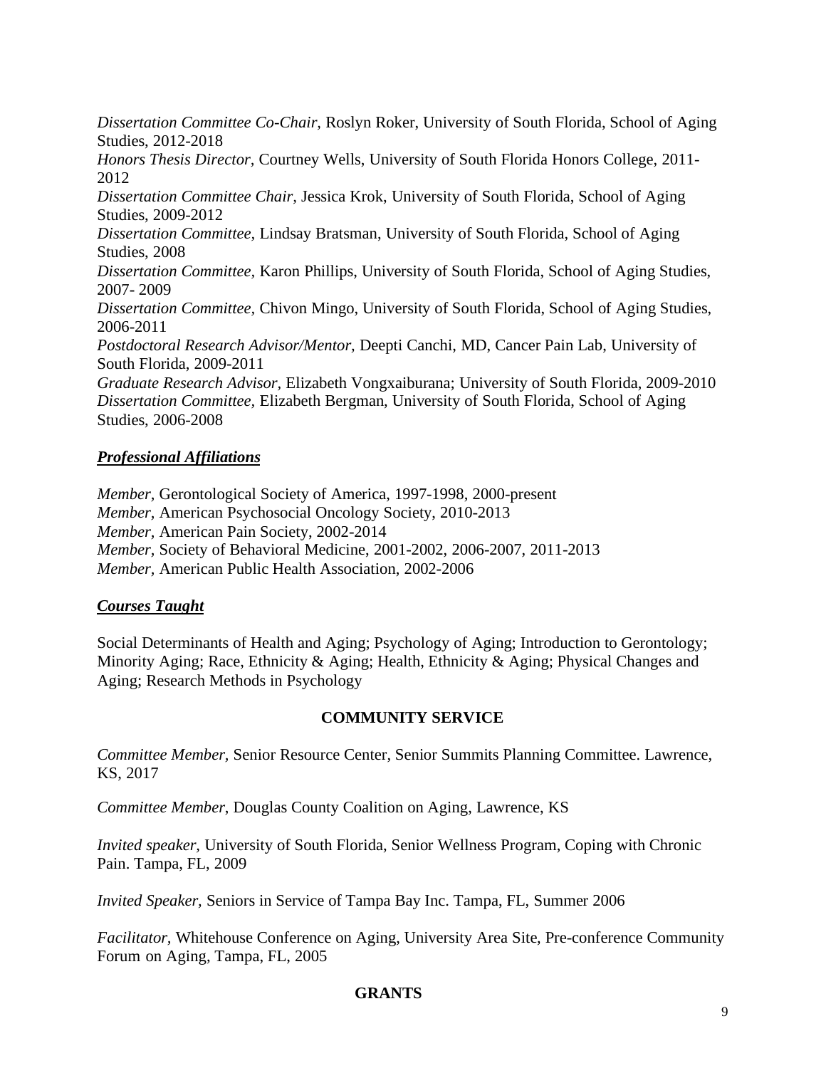*Dissertation Committee Co-Chair,* Roslyn Roker, University of South Florida, School of Aging Studies, 2012-2018

*Honors Thesis Director,* Courtney Wells, University of South Florida Honors College, 2011-2012

*Dissertation Committee Chair,* Jessica Krok, University of South Florida, School of Aging Studies, 2009-2012

*Dissertation Committee*, Lindsay Bratsman, University of South Florida, School of Aging Studies, 2008

*Dissertation Committee,* Karon Phillips, University of South Florida, School of Aging Studies, 2007- 2009

*Dissertation Committee*, Chivon Mingo, University of South Florida, School of Aging Studies, 2006-2011

*Postdoctoral Research Advisor/Mentor,* Deepti Canchi, MD, Cancer Pain Lab, University of South Florida, 2009-2011

*Graduate Research Advisor*, Elizabeth Vongxaiburana; University of South Florida, 2009-2010

*Dissertation Committee,* Elizabeth Bergman, University of South Florida, School of Aging Studies, 2006-2008

***Professional Affiliations***

*Member,* Gerontological Society of America, 1997-1998, 2000-present
*Member,* American Psychosocial Oncology Society, 2010-2013
*Member,* American Pain Society, 2002-2014
*Member,* Society of Behavioral Medicine, 2001-2002, 2006-2007, 2011-2013
*Member,* American Public Health Association, 2002-2006

***Courses Taught***

Social Determinants of Health and Aging; Psychology of Aging; Introduction to Gerontology; Minority Aging; Race, Ethnicity & Aging; Health, Ethnicity & Aging; Physical Changes and Aging; Research Methods in Psychology

## COMMUNITY SERVICE

*Committee Member,* Senior Resource Center, Senior Summits Planning Committee. Lawrence, KS, 2017

*Committee Member*, Douglas County Coalition on Aging, Lawrence, KS

*Invited speaker,* University of South Florida, Senior Wellness Program, Coping with Chronic Pain. Tampa, FL, 2009

*Invited Speaker,* Seniors in Service of Tampa Bay Inc. Tampa, FL, Summer 2006

*Facilitator,* Whitehouse Conference on Aging, University Area Site, Pre-conference Community Forum on Aging, Tampa, FL, 2005

## GRANTS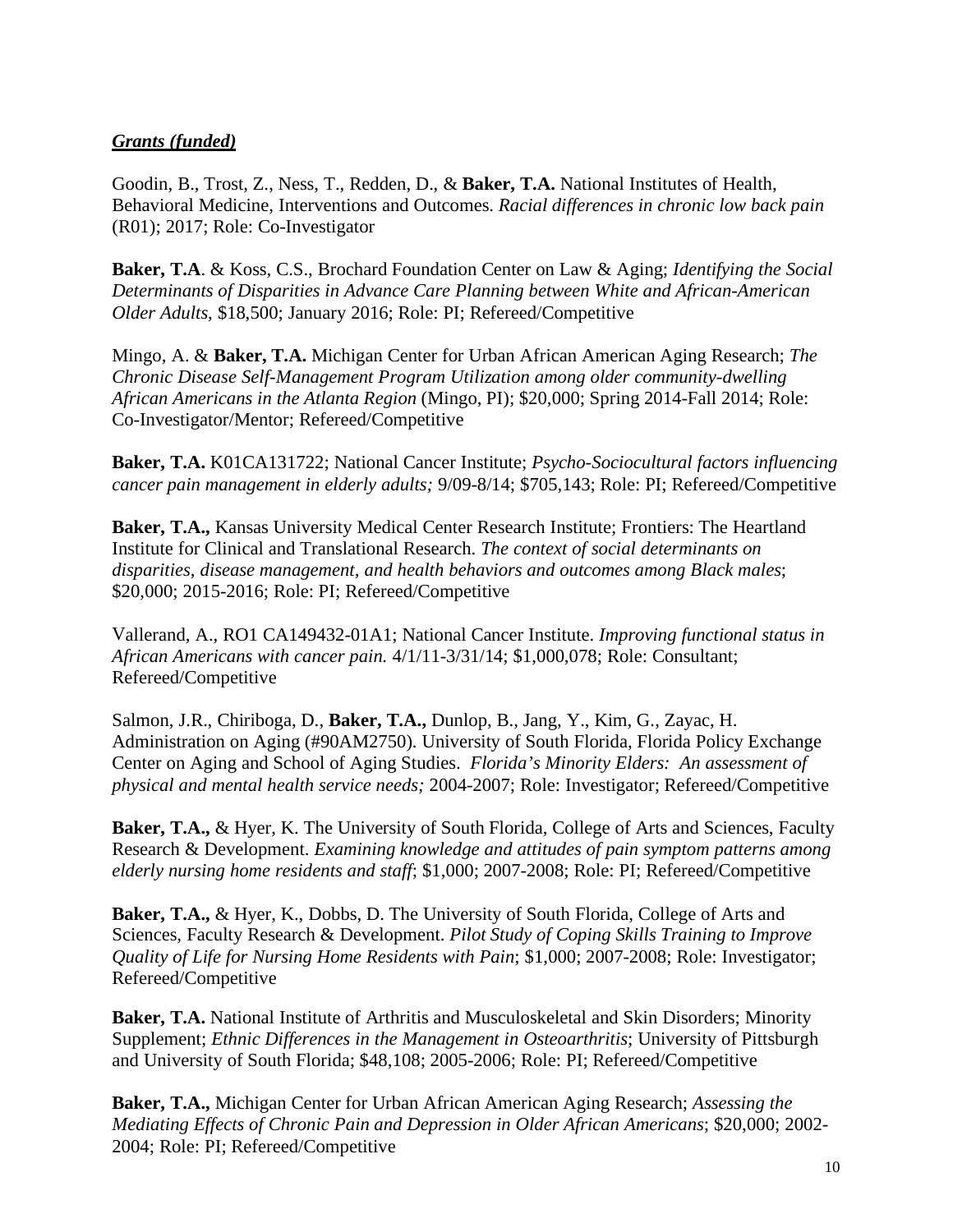***Grants (funded)***

Goodin, B., Trost, Z., Ness, T., Redden, D., & **Baker, T.A.** National Institutes of Health, Behavioral Medicine, Interventions and Outcomes. *Racial differences in chronic low back pain* (R01); 2017; Role: Co-Investigator

**Baker, T.A**. & Koss, C.S., Brochard Foundation Center on Law & Aging; *Identifying the Social Determinants of Disparities in Advance Care Planning between White and African-American Older Adults*, $18,500; January 2016; Role: PI; Refereed/Competitive

Mingo, A. & **Baker, T.A.** Michigan Center for Urban African American Aging Research; *The Chronic Disease Self-Management Program Utilization among older community-dwelling African Americans in the Atlanta Region* (Mingo, PI); $20,000; Spring 2014-Fall 2014; Role: Co-Investigator/Mentor; Refereed/Competitive

**Baker, T.A.** K01CA131722; National Cancer Institute; *Psycho-Sociocultural factors influencing cancer pain management in elderly adults;* 9/09-8/14; $705,143; Role: PI; Refereed/Competitive

**Baker, T.A.,** Kansas University Medical Center Research Institute; Frontiers: The Heartland Institute for Clinical and Translational Research. *The context of social determinants on disparities, disease management, and health behaviors and outcomes among Black males*; $20,000; 2015-2016; Role: PI; Refereed/Competitive

Vallerand, A., RO1 CA149432-01A1; National Cancer Institute. *Improving functional status in African Americans with cancer pain.* 4/1/11-3/31/14; $1,000,078; Role: Consultant; Refereed/Competitive

Salmon, J.R., Chiriboga, D., **Baker, T.A.,** Dunlop, B., Jang, Y., Kim, G., Zayac, H. Administration on Aging (#90AM2750). University of South Florida, Florida Policy Exchange Center on Aging and School of Aging Studies. *Florida's Minority Elders: An assessment of physical and mental health service needs;* 2004-2007; Role: Investigator; Refereed/Competitive

**Baker, T.A.,** & Hyer, K. The University of South Florida, College of Arts and Sciences, Faculty Research & Development. *Examining knowledge and attitudes of pain symptom patterns among elderly nursing home residents and staff*; $1,000; 2007-2008; Role: PI; Refereed/Competitive

**Baker, T.A.,** & Hyer, K., Dobbs, D. The University of South Florida, College of Arts and Sciences, Faculty Research & Development. *Pilot Study of Coping Skills Training to Improve Quality of Life for Nursing Home Residents with Pain*; $1,000; 2007-2008; Role: Investigator; Refereed/Competitive

**Baker, T.A.** National Institute of Arthritis and Musculoskeletal and Skin Disorders; Minority Supplement; *Ethnic Differences in the Management in Osteoarthritis*; University of Pittsburgh and University of South Florida; $48,108; 2005-2006; Role: PI; Refereed/Competitive

**Baker, T.A.,** Michigan Center for Urban African American Aging Research; *Assessing the Mediating Effects of Chronic Pain and Depression in Older African Americans*; $20,000; 2002-2004; Role: PI; Refereed/Competitive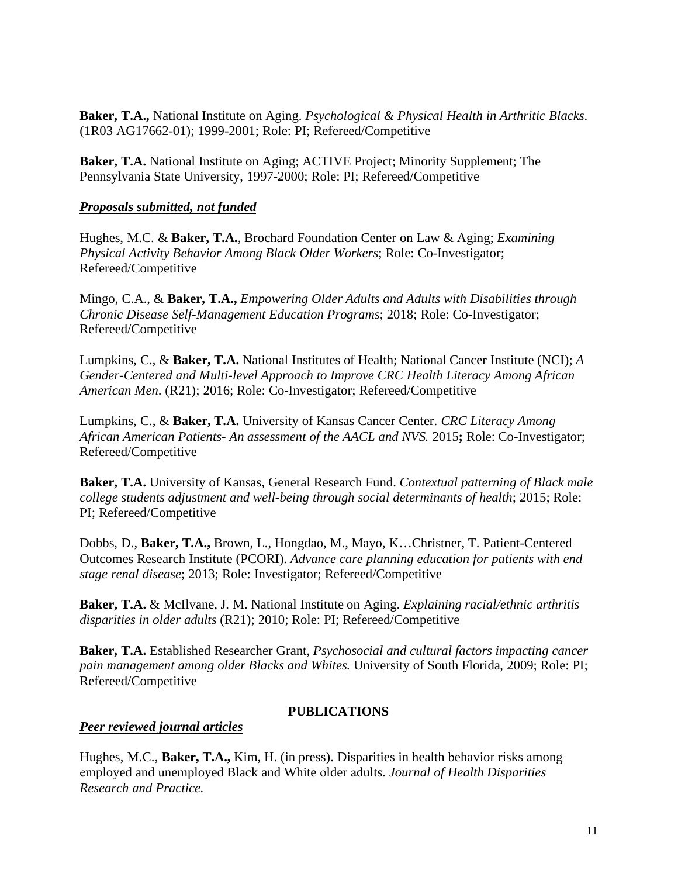**Baker, T.A.,** National Institute on Aging. *Psychological & Physical Health in Arthritic Blacks*. (1R03 AG17662-01); 1999-2001; Role: PI; Refereed/Competitive

**Baker, T.A.** National Institute on Aging; ACTIVE Project; Minority Supplement; The Pennsylvania State University, 1997-2000; Role: PI; Refereed/Competitive

***Proposals submitted, not funded***

Hughes, M.C. & **Baker, T.A.**, Brochard Foundation Center on Law & Aging; *Examining Physical Activity Behavior Among Black Older Workers*; Role: Co-Investigator; Refereed/Competitive

Mingo, C.A., & **Baker, T.A.,** *Empowering Older Adults and Adults with Disabilities through Chronic Disease Self-Management Education Programs*; 2018; Role: Co-Investigator; Refereed/Competitive

Lumpkins, C., & **Baker, T.A.** National Institutes of Health; National Cancer Institute (NCI); *A Gender-Centered and Multi-level Approach to Improve CRC Health Literacy Among African American Men*. (R21); 2016; Role: Co-Investigator; Refereed/Competitive

Lumpkins, C., & **Baker, T.A.** University of Kansas Cancer Center. *CRC Literacy Among African American Patients- An assessment of the AACL and NVS.* 2015**;** Role: Co-Investigator; Refereed/Competitive

**Baker, T.A.** University of Kansas, General Research Fund. *Contextual patterning of Black male college students adjustment and well-being through social determinants of health*; 2015; Role: PI; Refereed/Competitive

Dobbs, D., **Baker, T.A.,** Brown, L., Hongdao, M., Mayo, K…Christner, T. Patient-Centered Outcomes Research Institute (PCORI). *Advance care planning education for patients with end stage renal disease*; 2013; Role: Investigator; Refereed/Competitive

**Baker, T.A.** & McIlvane, J. M. National Institute on Aging. *Explaining racial/ethnic arthritis disparities in older adults* (R21); 2010; Role: PI; Refereed/Competitive

**Baker, T.A.** Established Researcher Grant, *Psychosocial and cultural factors impacting cancer pain management among older Blacks and Whites.* University of South Florida, 2009; Role: PI; Refereed/Competitive

## PUBLICATIONS

***Peer reviewed journal articles***

Hughes, M.C., **Baker, T.A.,** Kim, H. (in press). Disparities in health behavior risks among employed and unemployed Black and White older adults. *Journal of Health Disparities Research and Practice.*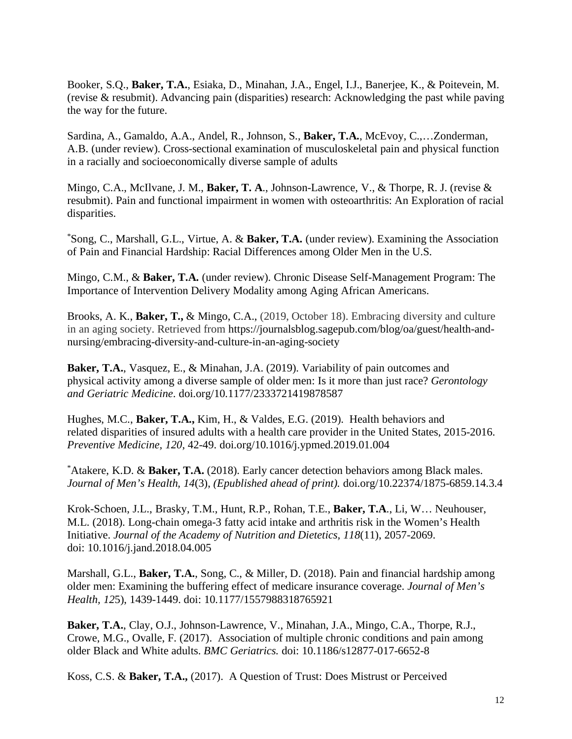Booker, S.Q., **Baker, T.A.**, Esiaka, D., Minahan, J.A., Engel, I.J., Banerjee, K., & Poitevein, M. (revise & resubmit). Advancing pain (disparities) research: Acknowledging the past while paving the way for the future.

Sardina, A., Gamaldo, A.A., Andel, R., Johnson, S., **Baker, T.A.**, McEvoy, C.,…Zonderman, A.B. (under review). Cross-sectional examination of musculoskeletal pain and physical function in a racially and socioeconomically diverse sample of adults

Mingo, C.A., McIlvane, J. M., **Baker, T. A**., Johnson-Lawrence, V., & Thorpe, R. J. (revise & resubmit). Pain and functional impairment in women with osteoarthritis: An Exploration of racial disparities.

*Song, C., Marshall, G.L., Virtue, A. & **Baker, T.A.** (under review). Examining the Association of Pain and Financial Hardship: Racial Differences among Older Men in the U.S.

Mingo, C.M., & **Baker, T.A.** (under review). Chronic Disease Self-Management Program: The Importance of Intervention Delivery Modality among Aging African Americans.

Brooks, A. K., **Baker, T.,** & Mingo, C.A., (2019, October 18). Embracing diversity and culture in an aging society. Retrieved from https://journalsblog.sagepub.com/blog/oa/guest/health-and-nursing/embracing-diversity-and-culture-in-an-aging-society

**Baker, T.A.**, Vasquez, E., & Minahan, J.A. (2019). Variability of pain outcomes and physical activity among a diverse sample of older men: Is it more than just race? *Gerontology and Geriatric Medicine*. doi.org/10.1177/2333721419878587

Hughes, M.C., **Baker, T.A.,** Kim, H., & Valdes, E.G. (2019). Health behaviors and related disparities of insured adults with a health care provider in the United States, 2015-2016. *Preventive Medicine, 120*, 42-49. doi.org/10.1016/j.ypmed.2019.01.004

*Atakere, K.D. & **Baker, T.A.** (2018). Early cancer detection behaviors among Black males. *Journal of Men's Health, 14*(3), *(Epublished ahead of print).* doi.org/10.22374/1875-6859.14.3.4

Krok-Schoen, J.L., Brasky, T.M., Hunt, R.P., Rohan, T.E., **Baker, T.A**., Li, W… Neuhouser, M.L. (2018). Long-chain omega-3 fatty acid intake and arthritis risk in the Women's Health Initiative. *Journal of the Academy of Nutrition and Dietetics, 118*(11), 2057-2069. doi: 10.1016/j.jand.2018.04.005

Marshall, G.L., **Baker, T.A.**, Song, C., & Miller, D. (2018). Pain and financial hardship among older men: Examining the buffering effect of medicare insurance coverage. *Journal of Men's Health, 12*5), 1439-1449. doi: 10.1177/1557988318765921

**Baker, T.A.**, Clay, O.J., Johnson-Lawrence, V., Minahan, J.A., Mingo, C.A., Thorpe, R.J., Crowe, M.G., Ovalle, F. (2017). Association of multiple chronic conditions and pain among older Black and White adults. *BMC Geriatrics.* doi: 10.1186/s12877-017-6652-8

Koss, C.S. & **Baker, T.A.,** (2017). A Question of Trust: Does Mistrust or Perceived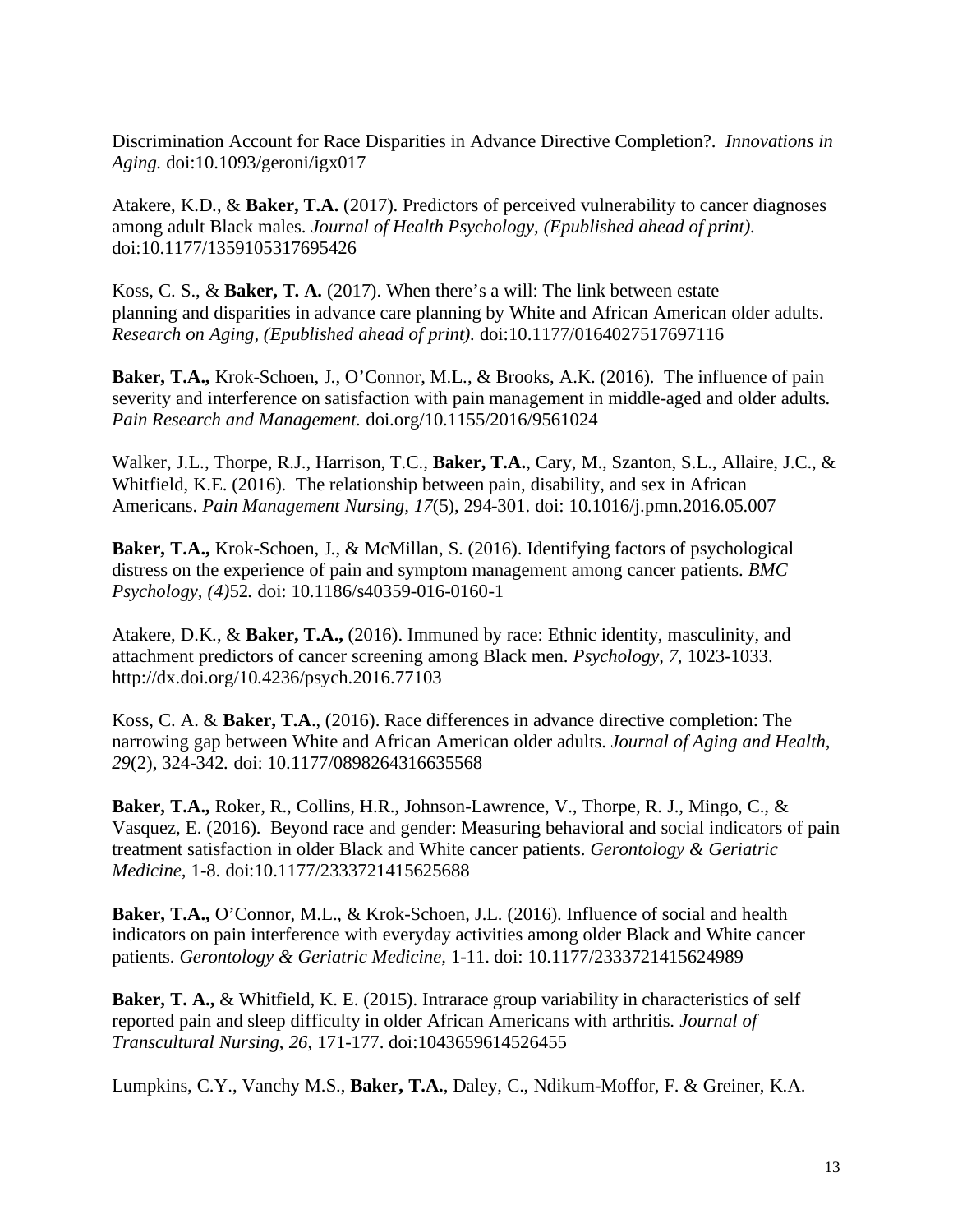Discrimination Account for Race Disparities in Advance Directive Completion?. *Innovations in Aging.* doi:10.1093/geroni/igx017

Atakere, K.D., & **Baker, T.A.** (2017). Predictors of perceived vulnerability to cancer diagnoses among adult Black males. *Journal of Health Psychology, (Epublished ahead of print).* doi:10.1177/1359105317695426

Koss, C. S., & **Baker, T. A.** (2017). When there's a will: The link between estate planning and disparities in advance care planning by White and African American older adults. *Research on Aging, (Epublished ahead of print).* doi:10.1177/0164027517697116

**Baker, T.A.,** Krok-Schoen, J., O'Connor, M.L., & Brooks, A.K. (2016). The influence of pain severity and interference on satisfaction with pain management in middle-aged and older adults. *Pain Research and Management.* doi.org/10.1155/2016/9561024

Walker, J.L., Thorpe, R.J., Harrison, T.C., **Baker, T.A.**, Cary, M., Szanton, S.L., Allaire, J.C., & Whitfield, K.E. (2016). The relationship between pain, disability, and sex in African Americans. *Pain Management Nursing, 17*(5), 294-301. doi: 10.1016/j.pmn.2016.05.007

**Baker, T.A.,** Krok-Schoen, J., & McMillan, S. (2016). Identifying factors of psychological distress on the experience of pain and symptom management among cancer patients. *BMC Psychology, (4)*52*.* doi: 10.1186/s40359-016-0160-1

Atakere, D.K., & **Baker, T.A.,** (2016). Immuned by race: Ethnic identity, masculinity, and attachment predictors of cancer screening among Black men. *Psychology, 7*, 1023-1033. http://dx.doi.org/10.4236/psych.2016.77103

Koss, C. A. & **Baker, T.A**., (2016). Race differences in advance directive completion: The narrowing gap between White and African American older adults. *Journal of Aging and Health, 29*(2), 324-342*.* doi: 10.1177/0898264316635568

**Baker, T.A.,** Roker, R., Collins, H.R., Johnson-Lawrence, V., Thorpe, R. J., Mingo, C., & Vasquez, E. (2016). Beyond race and gender: Measuring behavioral and social indicators of pain treatment satisfaction in older Black and White cancer patients. *Gerontology & Geriatric Medicine,* 1-8. doi:10.1177/2333721415625688

**Baker, T.A.,** O'Connor, M.L., & Krok-Schoen, J.L. (2016). Influence of social and health indicators on pain interference with everyday activities among older Black and White cancer patients. *Gerontology & Geriatric Medicine,* 1-11. doi: 10.1177/2333721415624989

**Baker, T. A.,** & Whitfield, K. E. (2015). Intrarace group variability in characteristics of self reported pain and sleep difficulty in older African Americans with arthritis. *Journal of Transcultural Nursing*, *26*, 171-177. doi:1043659614526455

Lumpkins, C.Y., Vanchy M.S., **Baker, T.A.**, Daley, C., Ndikum-Moffor, F. & Greiner, K.A.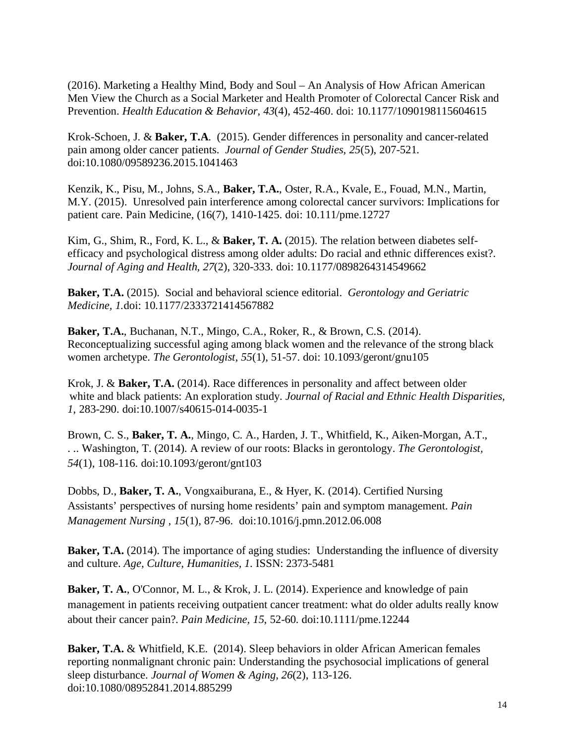(2016). Marketing a Healthy Mind, Body and Soul – An Analysis of How African American Men View the Church as a Social Marketer and Health Promoter of Colorectal Cancer Risk and Prevention. *Health Education & Behavior, 43*(4), 452-460. doi: 10.1177/1090198115604615

Krok-Schoen, J. & **Baker, T.A**. (2015). Gender differences in personality and cancer-related pain among older cancer patients. *Journal of Gender Studies, 25*(5), 207-521. doi:10.1080/09589236.2015.1041463

Kenzik, K., Pisu, M., Johns, S.A., **Baker, T.A.**, Oster, R.A., Kvale, E., Fouad, M.N., Martin, M.Y. (2015). Unresolved pain interference among colorectal cancer survivors: Implications for patient care. Pain Medicine, (16(7), 1410-1425. doi: 10.111/pme.12727

Kim, G., Shim, R., Ford, K. L., & **Baker, T. A.** (2015). The relation between diabetes self-efficacy and psychological distress among older adults: Do racial and ethnic differences exist?. *Journal of Aging and Health, 27*(2), 320-333. doi: 10.1177/0898264314549662

**Baker, T.A.** (2015). Social and behavioral science editorial. *Gerontology and Geriatric Medicine, 1*.doi: 10.1177/2333721414567882

**Baker, T.A.**, Buchanan, N.T., Mingo, C.A., Roker, R., & Brown, C.S. (2014). Reconceptualizing successful aging among black women and the relevance of the strong black women archetype. *The Gerontologist, 55*(1), 51-57. doi: 10.1093/geront/gnu105

Krok, J. & **Baker, T.A.** (2014). Race differences in personality and affect between older white and black patients: An exploration study. *Journal of Racial and Ethnic Health Disparities, 1*, 283-290. doi:10.1007/s40615-014-0035-1

Brown, C. S., **Baker, T. A.**, Mingo, C. A., Harden, J. T., Whitfield, K., Aiken-Morgan, A.T., . .. Washington, T. (2014). A review of our roots: Blacks in gerontology. *The Gerontologist, 54*(1), 108-116. doi:10.1093/geront/gnt103

Dobbs, D., **Baker, T. A.**, Vongxaiburana, E., & Hyer, K. (2014). Certified Nursing Assistants' perspectives of nursing home residents' pain and symptom management. *Pain Management Nursing , 15*(1), 87-96. doi:10.1016/j.pmn.2012.06.008

**Baker, T.A.** (2014). The importance of aging studies: Understanding the influence of diversity and culture. *Age, Culture, Humanities, 1*. ISSN: 2373-5481

**Baker, T. A.**, O'Connor, M. L., & Krok, J. L. (2014). Experience and knowledge of pain management in patients receiving outpatient cancer treatment: what do older adults really know about their cancer pain?. *Pain Medicine, 15*, 52-60. doi:10.1111/pme.12244

**Baker, T.A.** & Whitfield, K.E. (2014). Sleep behaviors in older African American females reporting nonmalignant chronic pain: Understanding the psychosocial implications of general sleep disturbance. *Journal of Women & Aging, 26*(2), 113-126. doi:10.1080/08952841.2014.885299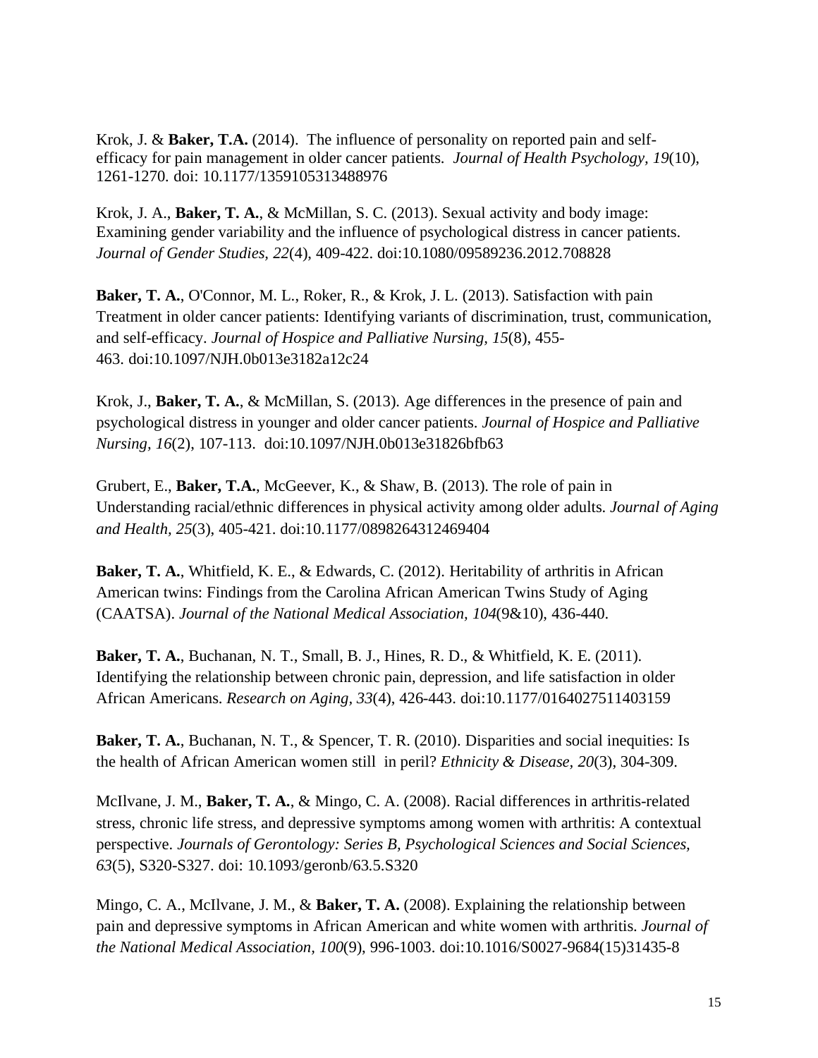Krok, J. & **Baker, T.A.** (2014). The influence of personality on reported pain and self-efficacy for pain management in older cancer patients. *Journal of Health Psychology, 19*(10), 1261-1270. doi: 10.1177/1359105313488976

Krok, J. A., **Baker, T. A.**, & McMillan, S. C. (2013). Sexual activity and body image: Examining gender variability and the influence of psychological distress in cancer patients. *Journal of Gender Studies, 22*(4), 409-422. doi:10.1080/09589236.2012.708828

**Baker, T. A.**, O'Connor, M. L., Roker, R., & Krok, J. L. (2013). Satisfaction with pain Treatment in older cancer patients: Identifying variants of discrimination, trust, communication, and self-efficacy. *Journal of Hospice and Palliative Nursing, 15*(8), 455-463. doi:10.1097/NJH.0b013e3182a12c24

Krok, J., **Baker, T. A.**, & McMillan, S. (2013). Age differences in the presence of pain and psychological distress in younger and older cancer patients. *Journal of Hospice and Palliative Nursing, 16*(2), 107-113. doi:10.1097/NJH.0b013e31826bfb63

Grubert, E., **Baker, T.A.**, McGeever, K., & Shaw, B. (2013). The role of pain in Understanding racial/ethnic differences in physical activity among older adults. *Journal of Aging and Health, 25*(3), 405-421. doi:10.1177/0898264312469404

**Baker, T. A.**, Whitfield, K. E., & Edwards, C. (2012). Heritability of arthritis in African American twins: Findings from the Carolina African American Twins Study of Aging (CAATSA). *Journal of the National Medical Association, 104*(9&10), 436-440.

**Baker, T. A.**, Buchanan, N. T., Small, B. J., Hines, R. D., & Whitfield, K. E. (2011). Identifying the relationship between chronic pain, depression, and life satisfaction in older African Americans. *Research on Aging, 33*(4), 426-443. doi:10.1177/0164027511403159

**Baker, T. A.**, Buchanan, N. T., & Spencer, T. R. (2010). Disparities and social inequities: Is the health of African American women still in peril? *Ethnicity & Disease, 20*(3), 304-309.

McIlvane, J. M., **Baker, T. A.**, & Mingo, C. A. (2008). Racial differences in arthritis-related stress, chronic life stress, and depressive symptoms among women with arthritis: A contextual perspective. *Journals of Gerontology: Series B, Psychological Sciences and Social Sciences, 63*(5), S320-S327. doi: 10.1093/geronb/63.5.S320

Mingo, C. A., McIlvane, J. M., & **Baker, T. A.** (2008). Explaining the relationship between pain and depressive symptoms in African American and white women with arthritis. *Journal of the National Medical Association, 100*(9), 996-1003. doi:10.1016/S0027-9684(15)31435-8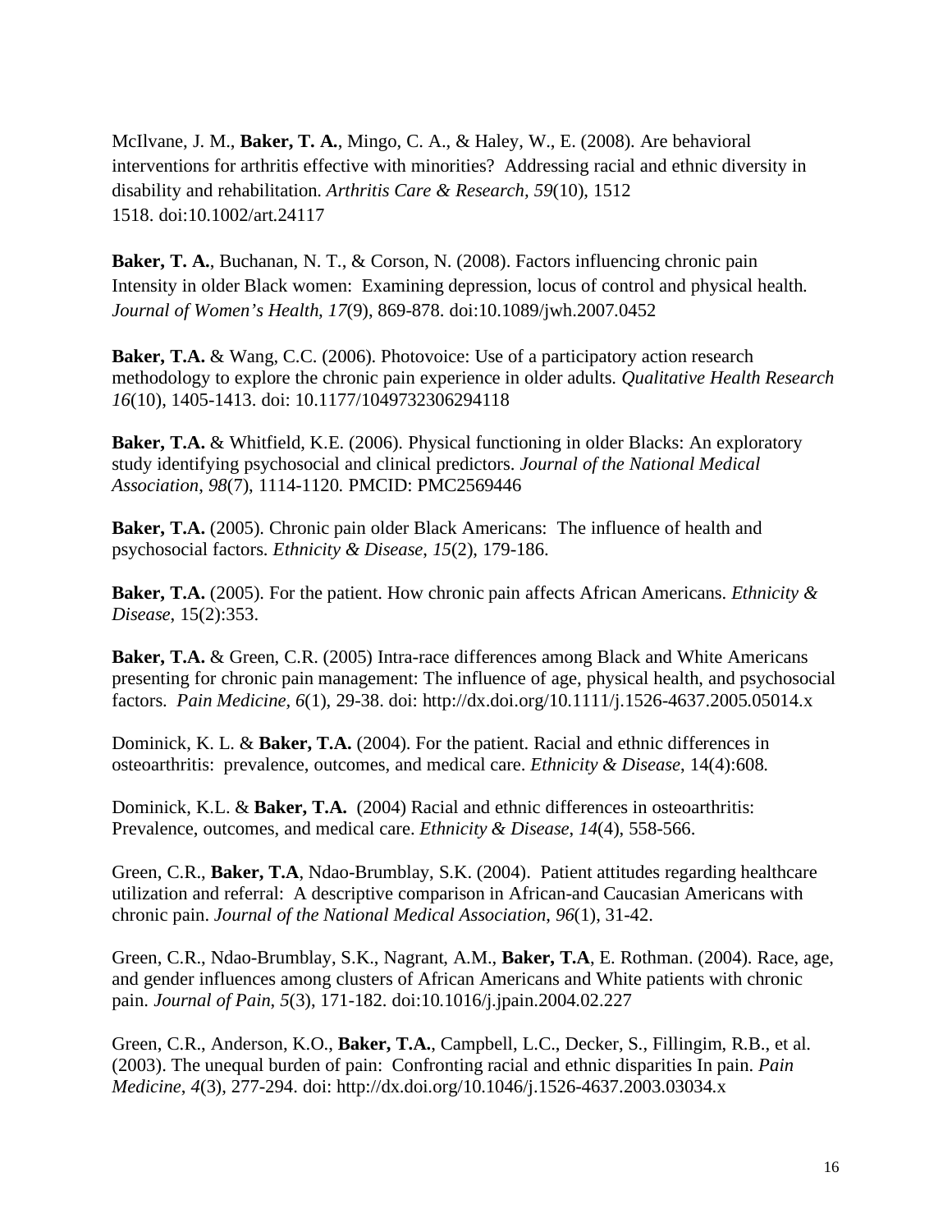McIlvane, J. M., **Baker, T. A.**, Mingo, C. A., & Haley, W., E. (2008). Are behavioral interventions for arthritis effective with minorities? Addressing racial and ethnic diversity in disability and rehabilitation. *Arthritis Care & Research, 59*(10), 1512 1518. doi:10.1002/art.24117

**Baker, T. A.**, Buchanan, N. T., & Corson, N. (2008). Factors influencing chronic pain Intensity in older Black women: Examining depression, locus of control and physical health. *Journal of Women's Health*, *17*(9), 869-878. doi:10.1089/jwh.2007.0452

**Baker, T.A.** & Wang, C.C. (2006). Photovoice: Use of a participatory action research methodology to explore the chronic pain experience in older adults. *Qualitative Health Research 16*(10), 1405-1413. doi: 10.1177/1049732306294118

**Baker, T.A.** & Whitfield, K.E. (2006). Physical functioning in older Blacks: An exploratory study identifying psychosocial and clinical predictors. *Journal of the National Medical Association*, *98*(7), 1114-1120. PMCID: PMC2569446

**Baker, T.A.** (2005). Chronic pain older Black Americans: The influence of health and psychosocial factors. *Ethnicity & Disease*, *15*(2), 179-186.

**Baker, T.A.** (2005). For the patient. How chronic pain affects African Americans. *Ethnicity & Disease*, 15(2):353.

**Baker, T.A.** & Green, C.R. (2005) Intra-race differences among Black and White Americans presenting for chronic pain management: The influence of age, physical health, and psychosocial factors. *Pain Medicine*, *6*(1), 29-38. doi: http://dx.doi.org/10.1111/j.1526-4637.2005.05014.x

Dominick, K. L. & **Baker, T.A.** (2004). For the patient. Racial and ethnic differences in osteoarthritis: prevalence, outcomes, and medical care. *Ethnicity & Disease*, 14(4):608.

Dominick, K.L. & **Baker, T.A.** (2004) Racial and ethnic differences in osteoarthritis: Prevalence, outcomes, and medical care. *Ethnicity & Disease*, *14*(4), 558-566.

Green, C.R., **Baker, T.A**, Ndao-Brumblay, S.K. (2004). Patient attitudes regarding healthcare utilization and referral: A descriptive comparison in African-and Caucasian Americans with chronic pain. *Journal of the National Medical Association*, *96*(1), 31-42.

Green, C.R., Ndao-Brumblay, S.K., Nagrant, A.M., **Baker, T.A**, E. Rothman. (2004). Race, age, and gender influences among clusters of African Americans and White patients with chronic pain. *Journal of Pain*, *5*(3), 171-182. doi:10.1016/j.jpain.2004.02.227

Green, C.R., Anderson, K.O., **Baker, T.A.**, Campbell, L.C., Decker, S., Fillingim, R.B., et al. (2003). The unequal burden of pain: Confronting racial and ethnic disparities In pain. *Pain Medicine*, *4*(3), 277-294. doi: http://dx.doi.org/10.1046/j.1526-4637.2003.03034.x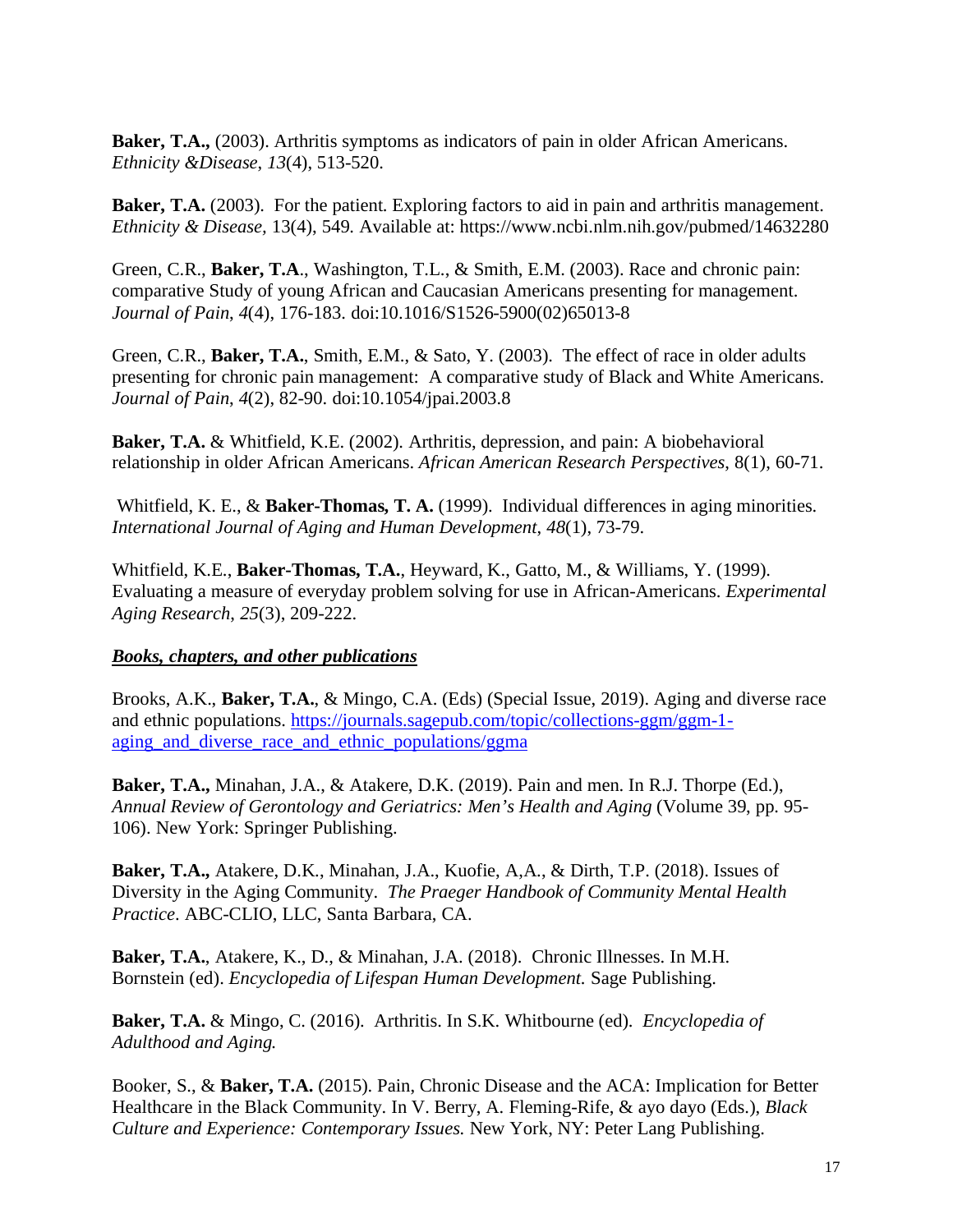**Baker, T.A.,** (2003). Arthritis symptoms as indicators of pain in older African Americans. *Ethnicity &Disease*, *13*(4), 513-520.

**Baker, T.A.** (2003). For the patient. Exploring factors to aid in pain and arthritis management. *Ethnicity & Disease*, 13(4), 549. Available at: https://www.ncbi.nlm.nih.gov/pubmed/14632280

Green, C.R., **Baker, T.A**., Washington, T.L., & Smith, E.M. (2003). Race and chronic pain: comparative Study of young African and Caucasian Americans presenting for management. *Journal of Pain*, *4*(4), 176-183. doi:10.1016/S1526-5900(02)65013-8

Green, C.R., **Baker, T.A.**, Smith, E.M., & Sato, Y. (2003). The effect of race in older adults presenting for chronic pain management: A comparative study of Black and White Americans. *Journal of Pain*, *4*(2), 82-90. doi:10.1054/jpai.2003.8

**Baker, T.A.** & Whitfield, K.E. (2002). Arthritis, depression, and pain: A biobehavioral relationship in older African Americans. *African American Research Perspectives*, 8(1), 60-71.

Whitfield, K. E., & **Baker-Thomas, T. A.** (1999). Individual differences in aging minorities. *International Journal of Aging and Human Development*, *48*(1), 73-79.

Whitfield, K.E., **Baker-Thomas, T.A.**, Heyward, K., Gatto, M., & Williams, Y. (1999). Evaluating a measure of everyday problem solving for use in African-Americans. *Experimental Aging Research*, *25*(3), 209-222.

***Books, chapters, and other publications***

Brooks, A.K., **Baker, T.A.**, & Mingo, C.A. (Eds) (Special Issue, 2019). Aging and diverse race and ethnic populations. https://journals.sagepub.com/topic/collections-ggm/ggm-1-aging_and_diverse_race_and_ethnic_populations/ggma

**Baker, T.A.,** Minahan, J.A., & Atakere, D.K. (2019). Pain and men. In R.J. Thorpe (Ed.), *Annual Review of Gerontology and Geriatrics: Men's Health and Aging* (Volume 39, pp. 95-106). New York: Springer Publishing.

**Baker, T.A.,** Atakere, D.K., Minahan, J.A., Kuofie, A,A., & Dirth, T.P. (2018). Issues of Diversity in the Aging Community. *The Praeger Handbook of Community Mental Health Practice*. ABC-CLIO, LLC, Santa Barbara, CA.

**Baker, T.A.**, Atakere, K., D., & Minahan, J.A. (2018). Chronic Illnesses. In M.H. Bornstein (ed). *Encyclopedia of Lifespan Human Development.* Sage Publishing.

**Baker, T.A.** & Mingo, C. (2016). Arthritis. In S.K. Whitbourne (ed). *Encyclopedia of Adulthood and Aging.*

Booker, S., & **Baker, T.A.** (2015). Pain, Chronic Disease and the ACA: Implication for Better Healthcare in the Black Community. In V. Berry, A. Fleming-Rife, & ayo dayo (Eds.), *Black Culture and Experience: Contemporary Issues.* New York, NY: Peter Lang Publishing.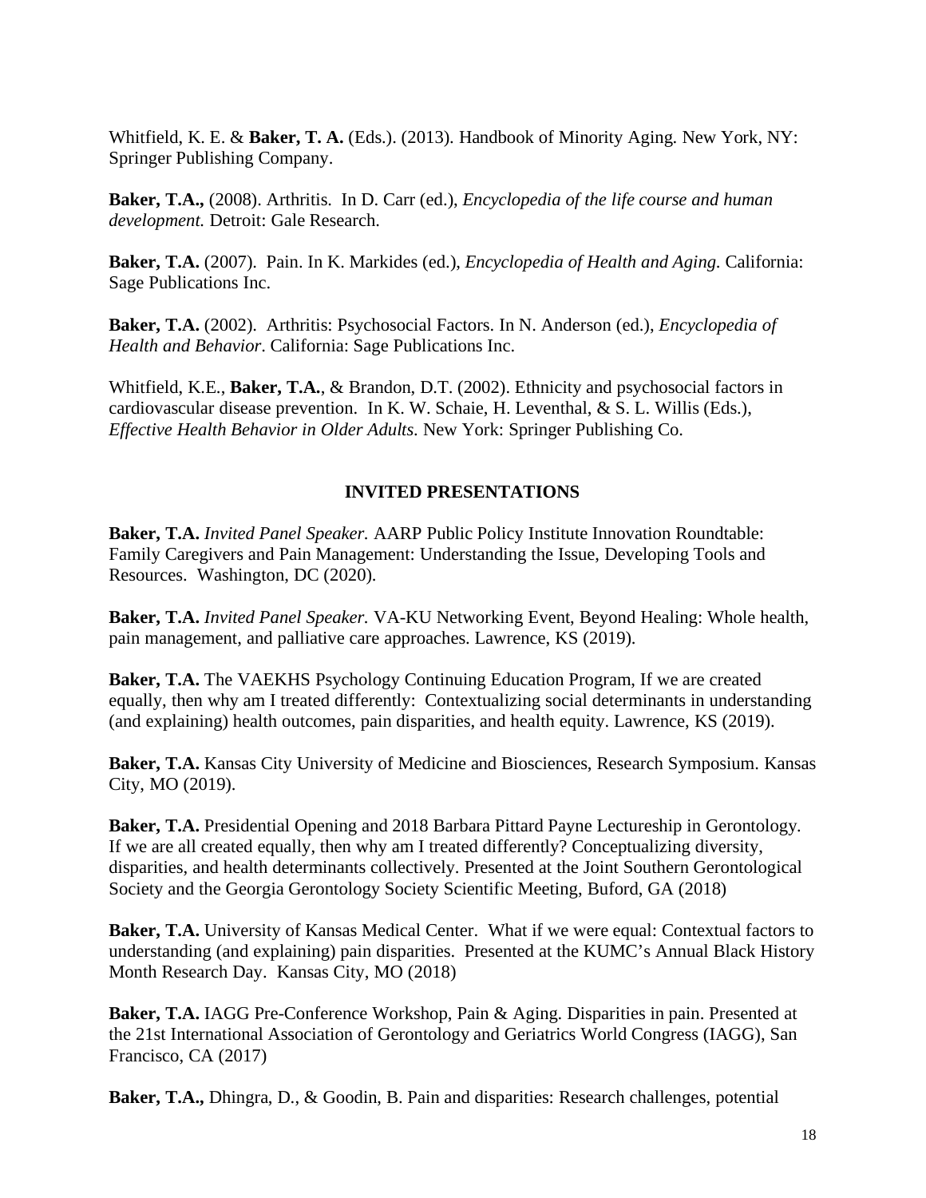Whitfield, K. E. & **Baker, T. A.** (Eds.). (2013). Handbook of Minority Aging. New York, NY: Springer Publishing Company.

**Baker, T.A.,** (2008). Arthritis. In D. Carr (ed.), *Encyclopedia of the life course and human development.* Detroit: Gale Research.

**Baker, T.A.** (2007). Pain. In K. Markides (ed.), *Encyclopedia of Health and Aging.* California: Sage Publications Inc.

**Baker, T.A.** (2002). Arthritis: Psychosocial Factors. In N. Anderson (ed.), *Encyclopedia of Health and Behavior*. California: Sage Publications Inc.

Whitfield, K.E., **Baker, T.A.**, & Brandon, D.T. (2002). Ethnicity and psychosocial factors in cardiovascular disease prevention. In K. W. Schaie, H. Leventhal, & S. L. Willis (Eds.), *Effective Health Behavior in Older Adults*. New York: Springer Publishing Co.

## INVITED PRESENTATIONS

**Baker, T.A.** *Invited Panel Speaker.* AARP Public Policy Institute Innovation Roundtable: Family Caregivers and Pain Management: Understanding the Issue, Developing Tools and Resources. Washington, DC (2020).

**Baker, T.A.** *Invited Panel Speaker.* VA-KU Networking Event, Beyond Healing: Whole health, pain management, and palliative care approaches. Lawrence, KS (2019).

**Baker, T.A.** The VAEKHS Psychology Continuing Education Program, If we are created equally, then why am I treated differently: Contextualizing social determinants in understanding (and explaining) health outcomes, pain disparities, and health equity. Lawrence, KS (2019).

**Baker, T.A.** Kansas City University of Medicine and Biosciences, Research Symposium. Kansas City, MO (2019).

**Baker, T.A.** Presidential Opening and 2018 Barbara Pittard Payne Lectureship in Gerontology. If we are all created equally, then why am I treated differently? Conceptualizing diversity, disparities, and health determinants collectively. Presented at the Joint Southern Gerontological Society and the Georgia Gerontology Society Scientific Meeting, Buford, GA (2018)

**Baker, T.A.** University of Kansas Medical Center. What if we were equal: Contextual factors to understanding (and explaining) pain disparities. Presented at the KUMC's Annual Black History Month Research Day. Kansas City, MO (2018)

**Baker, T.A.** IAGG Pre-Conference Workshop, Pain & Aging. Disparities in pain. Presented at the 21st International Association of Gerontology and Geriatrics World Congress (IAGG), San Francisco, CA (2017)

**Baker, T.A.,** Dhingra, D., & Goodin, B. Pain and disparities: Research challenges, potential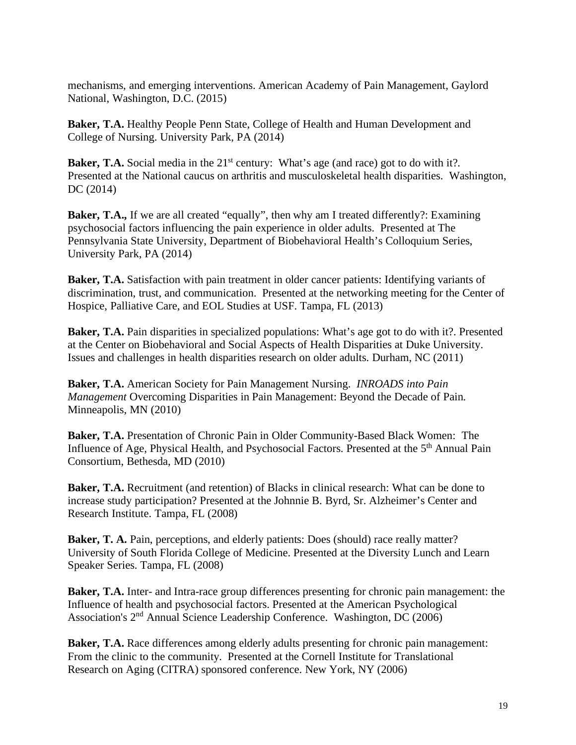mechanisms, and emerging interventions. American Academy of Pain Management, Gaylord National, Washington, D.C. (2015)

**Baker, T.A.** Healthy People Penn State, College of Health and Human Development and College of Nursing. University Park, PA (2014)

**Baker, T.A.** Social media in the 21st century: What's age (and race) got to do with it?. Presented at the National caucus on arthritis and musculoskeletal health disparities. Washington, DC (2014)

**Baker, T.A.,** If we are all created "equally", then why am I treated differently?: Examining psychosocial factors influencing the pain experience in older adults. Presented at The Pennsylvania State University, Department of Biobehavioral Health's Colloquium Series, University Park, PA (2014)

**Baker, T.A.** Satisfaction with pain treatment in older cancer patients: Identifying variants of discrimination, trust, and communication. Presented at the networking meeting for the Center of Hospice, Palliative Care, and EOL Studies at USF. Tampa, FL (2013)

**Baker, T.A.** Pain disparities in specialized populations: What's age got to do with it?. Presented at the Center on Biobehavioral and Social Aspects of Health Disparities at Duke University. Issues and challenges in health disparities research on older adults. Durham, NC (2011)

**Baker, T.A.** American Society for Pain Management Nursing. *INROADS into Pain Management* Overcoming Disparities in Pain Management: Beyond the Decade of Pain. Minneapolis, MN (2010)

**Baker, T.A.** Presentation of Chronic Pain in Older Community-Based Black Women: The Influence of Age, Physical Health, and Psychosocial Factors. Presented at the 5th Annual Pain Consortium, Bethesda, MD (2010)

**Baker, T.A.** Recruitment (and retention) of Blacks in clinical research: What can be done to increase study participation? Presented at the Johnnie B. Byrd, Sr. Alzheimer's Center and Research Institute. Tampa, FL (2008)

**Baker, T. A.** Pain, perceptions, and elderly patients: Does (should) race really matter? University of South Florida College of Medicine. Presented at the Diversity Lunch and Learn Speaker Series. Tampa, FL (2008)

**Baker, T.A.** Inter- and Intra-race group differences presenting for chronic pain management: the Influence of health and psychosocial factors. Presented at the American Psychological Association's 2nd Annual Science Leadership Conference. Washington, DC (2006)

**Baker, T.A.** Race differences among elderly adults presenting for chronic pain management: From the clinic to the community. Presented at the Cornell Institute for Translational Research on Aging (CITRA) sponsored conference. New York, NY (2006)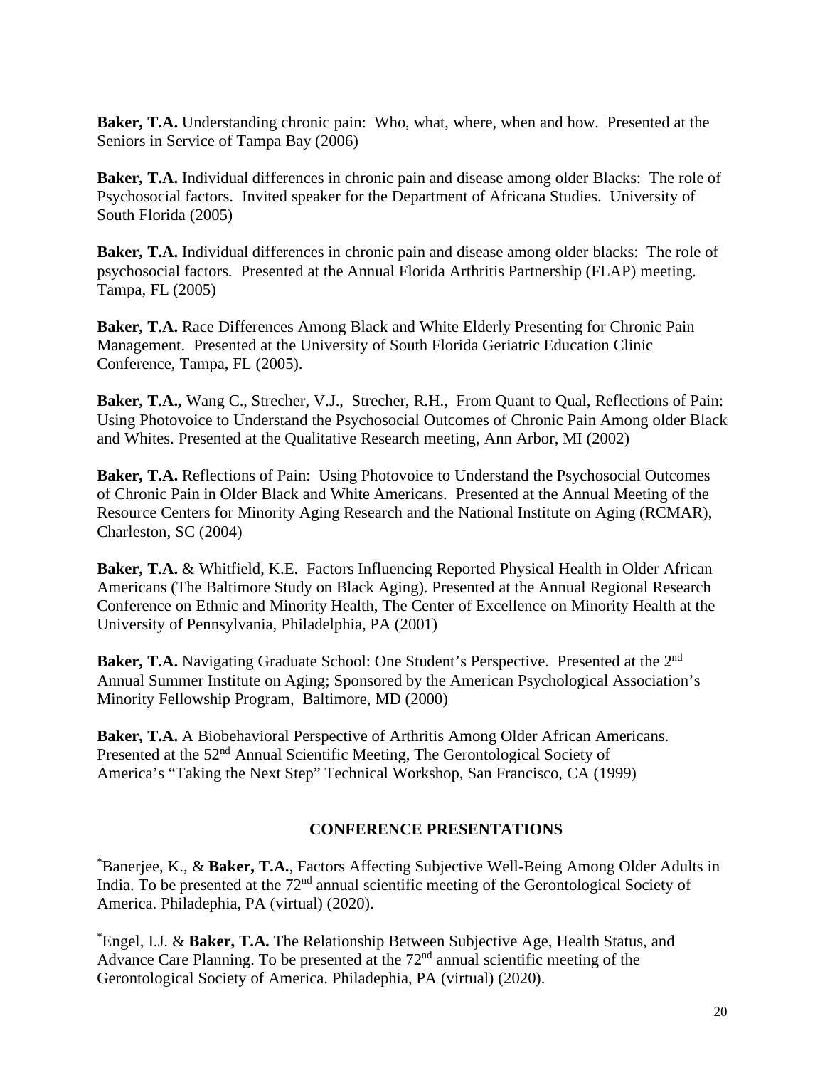**Baker, T.A.** Understanding chronic pain: Who, what, where, when and how. Presented at the Seniors in Service of Tampa Bay (2006)

**Baker, T.A.** Individual differences in chronic pain and disease among older Blacks: The role of Psychosocial factors. Invited speaker for the Department of Africana Studies. University of South Florida (2005)

**Baker, T.A.** Individual differences in chronic pain and disease among older blacks: The role of psychosocial factors. Presented at the Annual Florida Arthritis Partnership (FLAP) meeting. Tampa, FL (2005)

**Baker, T.A.** Race Differences Among Black and White Elderly Presenting for Chronic Pain Management. Presented at the University of South Florida Geriatric Education Clinic Conference, Tampa, FL (2005).

**Baker, T.A.,** Wang C., Strecher, V.J., Strecher, R.H., From Quant to Qual, Reflections of Pain: Using Photovoice to Understand the Psychosocial Outcomes of Chronic Pain Among older Black and Whites. Presented at the Qualitative Research meeting, Ann Arbor, MI (2002)

**Baker, T.A.** Reflections of Pain: Using Photovoice to Understand the Psychosocial Outcomes of Chronic Pain in Older Black and White Americans. Presented at the Annual Meeting of the Resource Centers for Minority Aging Research and the National Institute on Aging (RCMAR), Charleston, SC (2004)

**Baker, T.A.** & Whitfield, K.E. Factors Influencing Reported Physical Health in Older African Americans (The Baltimore Study on Black Aging). Presented at the Annual Regional Research Conference on Ethnic and Minority Health, The Center of Excellence on Minority Health at the University of Pennsylvania, Philadelphia, PA (2001)

**Baker, T.A.** Navigating Graduate School: One Student's Perspective. Presented at the 2nd Annual Summer Institute on Aging; Sponsored by the American Psychological Association's Minority Fellowship Program, Baltimore, MD (2000)

**Baker, T.A.** A Biobehavioral Perspective of Arthritis Among Older African Americans. Presented at the 52nd Annual Scientific Meeting, The Gerontological Society of America's "Taking the Next Step" Technical Workshop, San Francisco, CA (1999)

## CONFERENCE PRESENTATIONS

*Banerjee, K., & **Baker, T.A.**, Factors Affecting Subjective Well-Being Among Older Adults in India. To be presented at the 72nd annual scientific meeting of the Gerontological Society of America. Philadephia, PA (virtual) (2020).

*Engel, I.J. & **Baker, T.A.** The Relationship Between Subjective Age, Health Status, and Advance Care Planning. To be presented at the 72nd annual scientific meeting of the Gerontological Society of America. Philadephia, PA (virtual) (2020).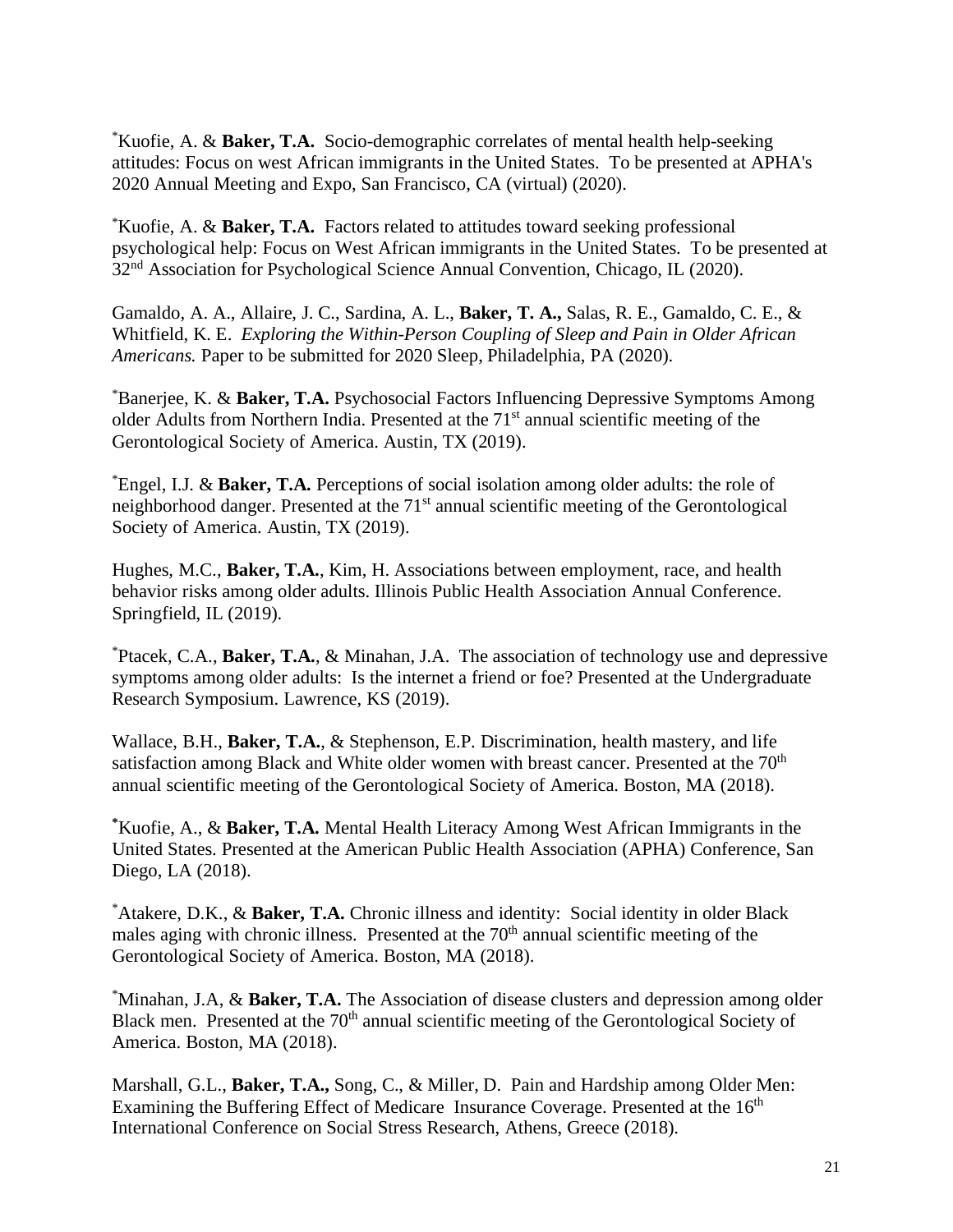[*]Kuofie, A. & **Baker, T.A.** Socio-demographic correlates of mental health help-seeking attitudes: Focus on west African immigrants in the United States. To be presented at APHA's 2020 Annual Meeting and Expo, San Francisco, CA (virtual) (2020).

[*]Kuofie, A. & **Baker, T.A.** Factors related to attitudes toward seeking professional psychological help: Focus on West African immigrants in the United States. To be presented at 32nd Association for Psychological Science Annual Convention, Chicago, IL (2020).

Gamaldo, A. A., Allaire, J. C., Sardina, A. L., **Baker, T. A.,** Salas, R. E., Gamaldo, C. E., & Whitfield, K. E. *Exploring the Within-Person Coupling of Sleep and Pain in Older African Americans.* Paper to be submitted for 2020 Sleep, Philadelphia, PA (2020).

[*]Banerjee, K. & **Baker, T.A.** Psychosocial Factors Influencing Depressive Symptoms Among older Adults from Northern India. Presented at the 71st annual scientific meeting of the Gerontological Society of America. Austin, TX (2019).

[*]Engel, I.J. & **Baker, T.A.** Perceptions of social isolation among older adults: the role of neighborhood danger. Presented at the 71st annual scientific meeting of the Gerontological Society of America. Austin, TX (2019).

Hughes, M.C., **Baker, T.A.**, Kim, H. Associations between employment, race, and health behavior risks among older adults. Illinois Public Health Association Annual Conference. Springfield, IL (2019).

[*]Ptacek, C.A., **Baker, T.A.**, & Minahan, J.A. The association of technology use and depressive symptoms among older adults: Is the internet a friend or foe? Presented at the Undergraduate Research Symposium. Lawrence, KS (2019).

Wallace, B.H., **Baker, T.A.**, & Stephenson, E.P. Discrimination, health mastery, and life satisfaction among Black and White older women with breast cancer. Presented at the 70th annual scientific meeting of the Gerontological Society of America. Boston, MA (2018).

[*]Kuofie, A., & **Baker, T.A.** Mental Health Literacy Among West African Immigrants in the United States. Presented at the American Public Health Association (APHA) Conference, San Diego, LA (2018).

[*]Atakere, D.K., & **Baker, T.A.** Chronic illness and identity: Social identity in older Black males aging with chronic illness. Presented at the 70th annual scientific meeting of the Gerontological Society of America. Boston, MA (2018).

[*]Minahan, J.A, & **Baker, T.A.** The Association of disease clusters and depression among older Black men. Presented at the 70th annual scientific meeting of the Gerontological Society of America. Boston, MA (2018).

Marshall, G.L., **Baker, T.A.,** Song, C., & Miller, D. Pain and Hardship among Older Men: Examining the Buffering Effect of Medicare Insurance Coverage. Presented at the 16th International Conference on Social Stress Research, Athens, Greece (2018).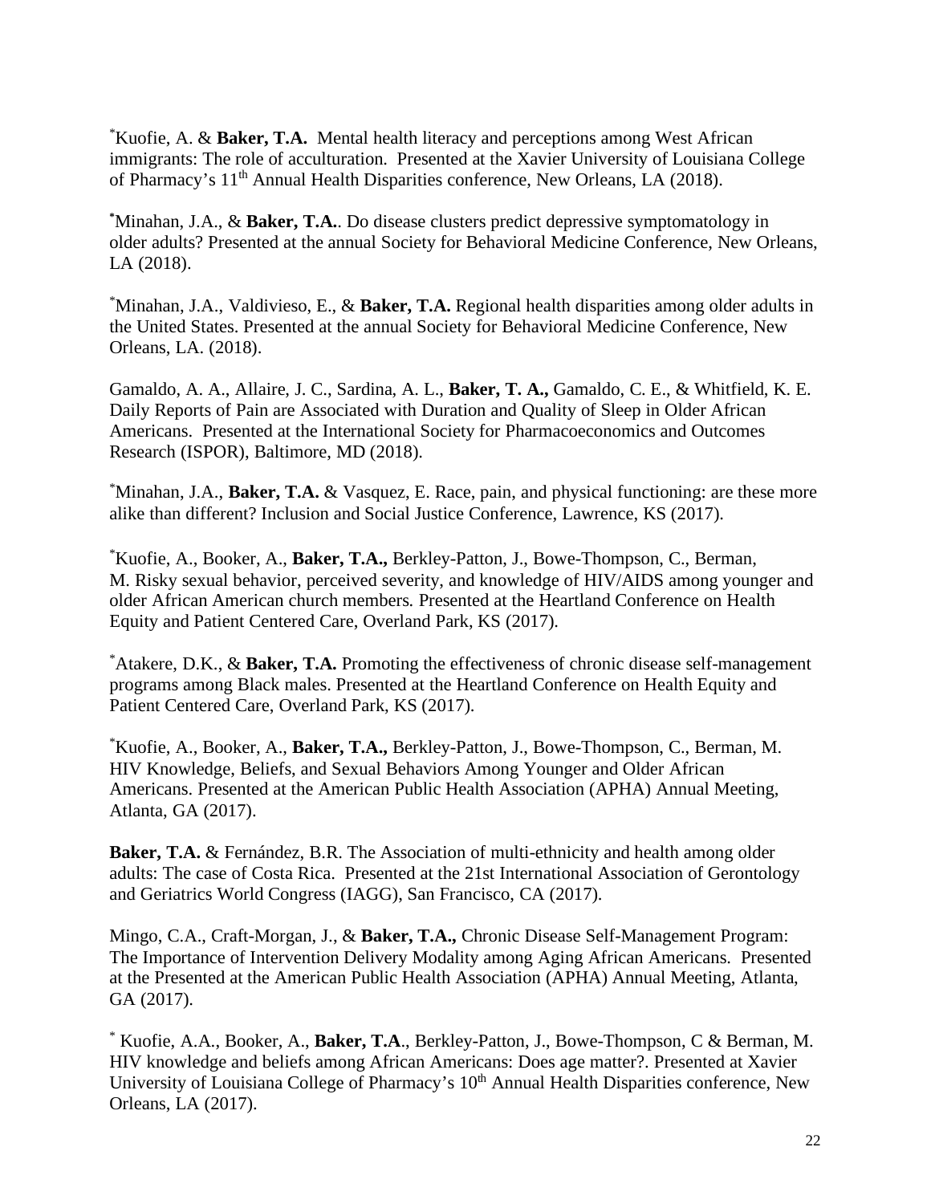[*]Kuofie, A. & **Baker, T.A.** Mental health literacy and perceptions among West African immigrants: The role of acculturation. Presented at the Xavier University of Louisiana College of Pharmacy's 11th Annual Health Disparities conference, New Orleans, LA (2018).

[*]Minahan, J.A., & **Baker, T.A.**. Do disease clusters predict depressive symptomatology in older adults? Presented at the annual Society for Behavioral Medicine Conference, New Orleans, LA (2018).

[*]Minahan, J.A., Valdivieso, E., & **Baker, T.A.** Regional health disparities among older adults in the United States. Presented at the annual Society for Behavioral Medicine Conference, New Orleans, LA. (2018).

Gamaldo, A. A., Allaire, J. C., Sardina, A. L., **Baker, T. A.,** Gamaldo, C. E., & Whitfield, K. E. Daily Reports of Pain are Associated with Duration and Quality of Sleep in Older African Americans. Presented at the International Society for Pharmacoeconomics and Outcomes Research (ISPOR), Baltimore, MD (2018).

[*]Minahan, J.A., **Baker, T.A.** & Vasquez, E. Race, pain, and physical functioning: are these more alike than different? Inclusion and Social Justice Conference, Lawrence, KS (2017).

[*]Kuofie, A., Booker, A., **Baker, T.A.,** Berkley-Patton, J., Bowe-Thompson, C., Berman, M. Risky sexual behavior, perceived severity, and knowledge of HIV/AIDS among younger and older African American church members. Presented at the Heartland Conference on Health Equity and Patient Centered Care, Overland Park, KS (2017).

[*]Atakere, D.K., & **Baker, T.A.** Promoting the effectiveness of chronic disease self-management programs among Black males. Presented at the Heartland Conference on Health Equity and Patient Centered Care, Overland Park, KS (2017).

[*]Kuofie, A., Booker, A., **Baker, T.A.,** Berkley-Patton, J., Bowe-Thompson, C., Berman, M. HIV Knowledge, Beliefs, and Sexual Behaviors Among Younger and Older African Americans. Presented at the American Public Health Association (APHA) Annual Meeting, Atlanta, GA (2017).

**Baker, T.A.** & Fernández, B.R. The Association of multi-ethnicity and health among older adults: The case of Costa Rica. Presented at the 21st International Association of Gerontology and Geriatrics World Congress (IAGG), San Francisco, CA (2017).

Mingo, C.A., Craft-Morgan, J., & **Baker, T.A.,** Chronic Disease Self-Management Program: The Importance of Intervention Delivery Modality among Aging African Americans. Presented at the Presented at the American Public Health Association (APHA) Annual Meeting, Atlanta, GA (2017).

[*] Kuofie, A.A., Booker, A., **Baker, T.A**., Berkley-Patton, J., Bowe-Thompson, C & Berman, M. HIV knowledge and beliefs among African Americans: Does age matter?. Presented at Xavier University of Louisiana College of Pharmacy's 10th Annual Health Disparities conference, New Orleans, LA (2017).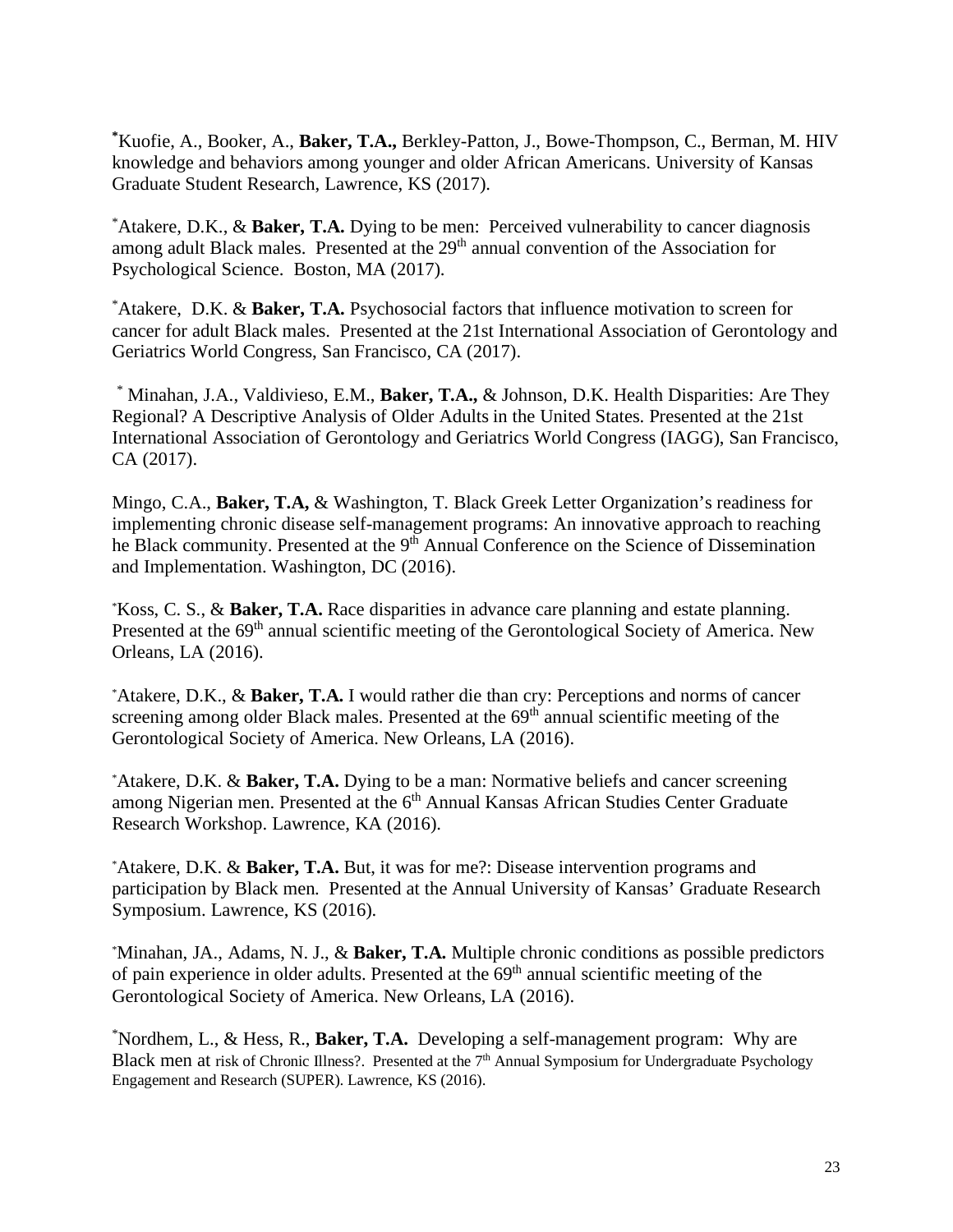*Kuofie, A., Booker, A., **Baker, T.A.,** Berkley-Patton, J., Bowe-Thompson, C., Berman, M. HIV knowledge and behaviors among younger and older African Americans. University of Kansas Graduate Student Research, Lawrence, KS (2017).

*Atakere, D.K., & **Baker, T.A.** Dying to be men: Perceived vulnerability to cancer diagnosis among adult Black males. Presented at the 29th annual convention of the Association for Psychological Science. Boston, MA (2017).

*Atakere, D.K. & **Baker, T.A.** Psychosocial factors that influence motivation to screen for cancer for adult Black males. Presented at the 21st International Association of Gerontology and Geriatrics World Congress, San Francisco, CA (2017).

* Minahan, J.A., Valdivieso, E.M., **Baker, T.A.,** & Johnson, D.K. Health Disparities: Are They Regional? A Descriptive Analysis of Older Adults in the United States. Presented at the 21st International Association of Gerontology and Geriatrics World Congress (IAGG), San Francisco, CA (2017).

Mingo, C.A., **Baker, T.A,** & Washington, T. Black Greek Letter Organization's readiness for implementing chronic disease self-management programs: An innovative approach to reaching he Black community. Presented at the 9th Annual Conference on the Science of Dissemination and Implementation. Washington, DC (2016).

*Koss, C. S., & **Baker, T.A.** Race disparities in advance care planning and estate planning. Presented at the 69th annual scientific meeting of the Gerontological Society of America. New Orleans, LA (2016).

*Atakere, D.K., & **Baker, T.A.** I would rather die than cry: Perceptions and norms of cancer screening among older Black males. Presented at the 69th annual scientific meeting of the Gerontological Society of America. New Orleans, LA (2016).

*Atakere, D.K. & **Baker, T.A.** Dying to be a man: Normative beliefs and cancer screening among Nigerian men. Presented at the 6th Annual Kansas African Studies Center Graduate Research Workshop. Lawrence, KA (2016).

*Atakere, D.K. & **Baker, T.A.** But, it was for me?: Disease intervention programs and participation by Black men. Presented at the Annual University of Kansas' Graduate Research Symposium. Lawrence, KS (2016).

*Minahan, JA., Adams, N. J., & **Baker, T.A.** Multiple chronic conditions as possible predictors of pain experience in older adults. Presented at the 69th annual scientific meeting of the Gerontological Society of America. New Orleans, LA (2016).

*Nordhem, L., & Hess, R., **Baker, T.A.** Developing a self-management program: Why are Black men at risk of Chronic Illness?. Presented at the 7th Annual Symposium for Undergraduate Psychology Engagement and Research (SUPER). Lawrence, KS (2016).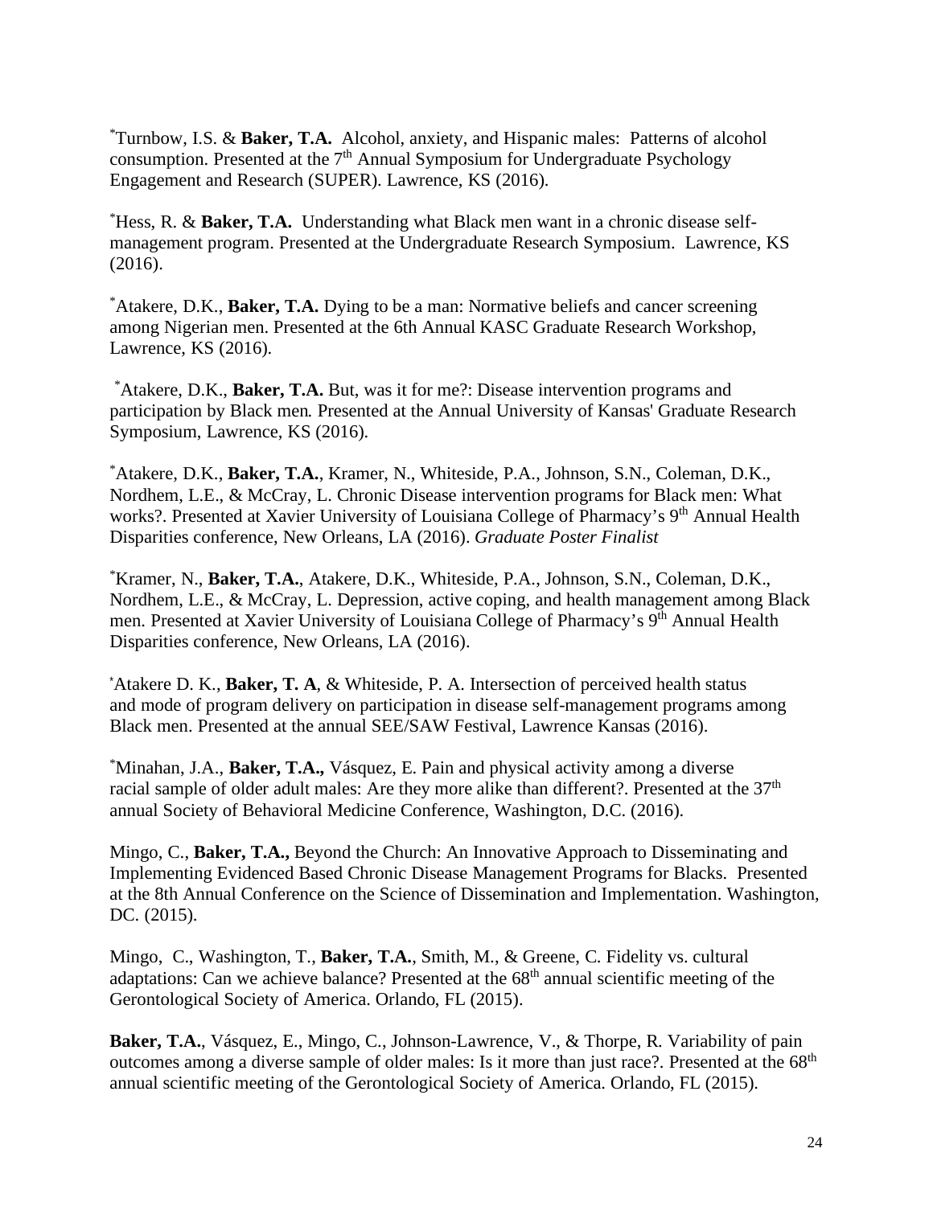*Turnbow, I.S. & **Baker, T.A.** Alcohol, anxiety, and Hispanic males: Patterns of alcohol consumption. Presented at the 7th Annual Symposium for Undergraduate Psychology Engagement and Research (SUPER). Lawrence, KS (2016).

*Hess, R. & **Baker, T.A.** Understanding what Black men want in a chronic disease self-management program. Presented at the Undergraduate Research Symposium. Lawrence, KS (2016).

*Atakere, D.K., **Baker, T.A.** Dying to be a man: Normative beliefs and cancer screening among Nigerian men. Presented at the 6th Annual KASC Graduate Research Workshop, Lawrence, KS (2016).

*Atakere, D.K., **Baker, T.A.** But, was it for me?: Disease intervention programs and participation by Black men. Presented at the Annual University of Kansas' Graduate Research Symposium, Lawrence, KS (2016).

*Atakere, D.K., **Baker, T.A.**, Kramer, N., Whiteside, P.A., Johnson, S.N., Coleman, D.K., Nordhem, L.E., & McCray, L. Chronic Disease intervention programs for Black men: What works?. Presented at Xavier University of Louisiana College of Pharmacy's 9th Annual Health Disparities conference, New Orleans, LA (2016). *Graduate Poster Finalist*

*Kramer, N., **Baker, T.A.**, Atakere, D.K., Whiteside, P.A., Johnson, S.N., Coleman, D.K., Nordhem, L.E., & McCray, L. Depression, active coping, and health management among Black men. Presented at Xavier University of Louisiana College of Pharmacy's 9th Annual Health Disparities conference, New Orleans, LA (2016).

*Atakere D. K., **Baker, T. A**, & Whiteside, P. A. Intersection of perceived health status and mode of program delivery on participation in disease self-management programs among Black men. Presented at the annual SEE/SAW Festival, Lawrence Kansas (2016).

*Minahan, J.A., **Baker, T.A.,** Vásquez, E. Pain and physical activity among a diverse racial sample of older adult males: Are they more alike than different?. Presented at the 37th annual Society of Behavioral Medicine Conference, Washington, D.C. (2016).

Mingo, C., **Baker, T.A.,** Beyond the Church: An Innovative Approach to Disseminating and Implementing Evidenced Based Chronic Disease Management Programs for Blacks. Presented at the 8th Annual Conference on the Science of Dissemination and Implementation. Washington, DC. (2015).

Mingo, C., Washington, T., **Baker, T.A.**, Smith, M., & Greene, C. Fidelity vs. cultural adaptations: Can we achieve balance? Presented at the 68th annual scientific meeting of the Gerontological Society of America. Orlando, FL (2015).

**Baker, T.A.**, Vásquez, E., Mingo, C., Johnson-Lawrence, V., & Thorpe, R. Variability of pain outcomes among a diverse sample of older males: Is it more than just race?. Presented at the 68th annual scientific meeting of the Gerontological Society of America. Orlando, FL (2015).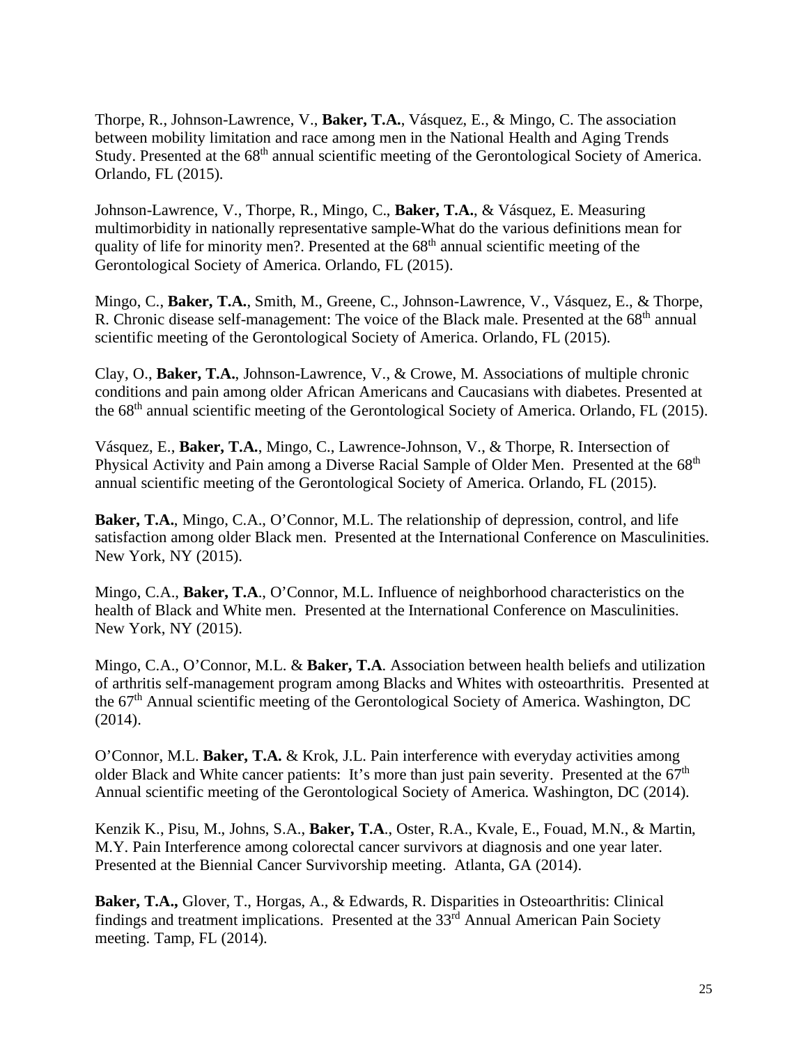Thorpe, R., Johnson-Lawrence, V., **Baker, T.A.**, Vásquez, E., & Mingo, C. The association between mobility limitation and race among men in the National Health and Aging Trends Study. Presented at the 68th annual scientific meeting of the Gerontological Society of America. Orlando, FL (2015).

Johnson-Lawrence, V., Thorpe, R., Mingo, C., **Baker, T.A.**, & Vásquez, E. Measuring multimorbidity in nationally representative sample-What do the various definitions mean for quality of life for minority men?. Presented at the 68th annual scientific meeting of the Gerontological Society of America. Orlando, FL (2015).

Mingo, C., **Baker, T.A.**, Smith, M., Greene, C., Johnson-Lawrence, V., Vásquez, E., & Thorpe, R. Chronic disease self-management: The voice of the Black male. Presented at the 68th annual scientific meeting of the Gerontological Society of America. Orlando, FL (2015).

Clay, O., **Baker, T.A.**, Johnson-Lawrence, V., & Crowe, M. Associations of multiple chronic conditions and pain among older African Americans and Caucasians with diabetes. Presented at the 68th annual scientific meeting of the Gerontological Society of America. Orlando, FL (2015).

Vásquez, E., **Baker, T.A.**, Mingo, C., Lawrence-Johnson, V., & Thorpe, R. Intersection of Physical Activity and Pain among a Diverse Racial Sample of Older Men. Presented at the 68th annual scientific meeting of the Gerontological Society of America. Orlando, FL (2015).

**Baker, T.A.**, Mingo, C.A., O'Connor, M.L. The relationship of depression, control, and life satisfaction among older Black men. Presented at the International Conference on Masculinities. New York, NY (2015).

Mingo, C.A., **Baker, T.A**., O'Connor, M.L. Influence of neighborhood characteristics on the health of Black and White men. Presented at the International Conference on Masculinities. New York, NY (2015).

Mingo, C.A., O'Connor, M.L. & **Baker, T.A**. Association between health beliefs and utilization of arthritis self-management program among Blacks and Whites with osteoarthritis. Presented at the 67th Annual scientific meeting of the Gerontological Society of America. Washington, DC (2014).

O'Connor, M.L. **Baker, T.A.** & Krok, J.L. Pain interference with everyday activities among older Black and White cancer patients: It's more than just pain severity. Presented at the 67th Annual scientific meeting of the Gerontological Society of America. Washington, DC (2014).

Kenzik K., Pisu, M., Johns, S.A., **Baker, T.A**., Oster, R.A., Kvale, E., Fouad, M.N., & Martin, M.Y. Pain Interference among colorectal cancer survivors at diagnosis and one year later. Presented at the Biennial Cancer Survivorship meeting. Atlanta, GA (2014).

**Baker, T.A.,** Glover, T., Horgas, A., & Edwards, R. Disparities in Osteoarthritis: Clinical findings and treatment implications. Presented at the 33rd Annual American Pain Society meeting. Tamp, FL (2014).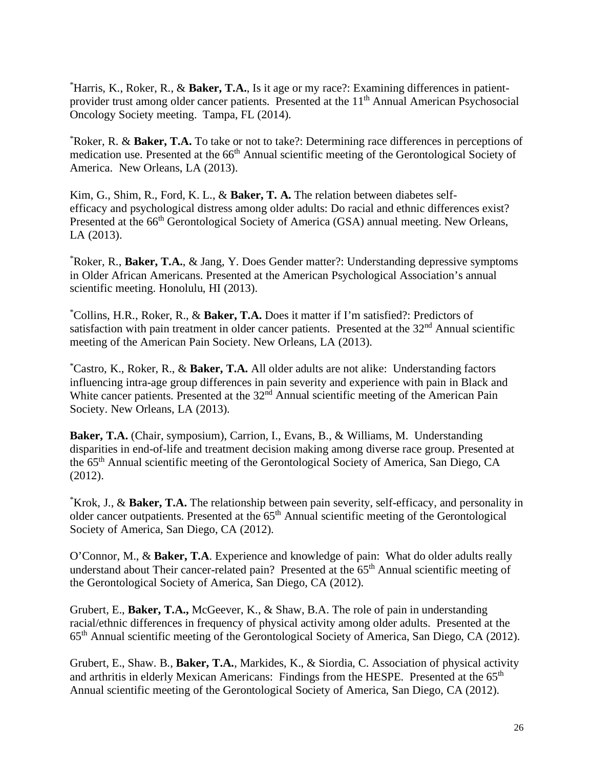[*]Harris, K., Roker, R., & **Baker, T.A.**, Is it age or my race?: Examining differences in patient-provider trust among older cancer patients. Presented at the 11th Annual American Psychosocial Oncology Society meeting. Tampa, FL (2014).

[*]Roker, R. & **Baker, T.A.** To take or not to take?: Determining race differences in perceptions of medication use. Presented at the 66th Annual scientific meeting of the Gerontological Society of America. New Orleans, LA (2013).

Kim, G., Shim, R., Ford, K. L., & **Baker, T. A.** The relation between diabetes self-efficacy and psychological distress among older adults: Do racial and ethnic differences exist? Presented at the 66th Gerontological Society of America (GSA) annual meeting. New Orleans, LA (2013).

[*]Roker, R., **Baker, T.A.**, & Jang, Y. Does Gender matter?: Understanding depressive symptoms in Older African Americans. Presented at the American Psychological Association's annual scientific meeting. Honolulu, HI (2013).

[*]Collins, H.R., Roker, R., & **Baker, T.A.** Does it matter if I'm satisfied?: Predictors of satisfaction with pain treatment in older cancer patients. Presented at the 32nd Annual scientific meeting of the American Pain Society. New Orleans, LA (2013).

[*]Castro, K., Roker, R., & **Baker, T.A.** All older adults are not alike: Understanding factors influencing intra-age group differences in pain severity and experience with pain in Black and White cancer patients. Presented at the 32nd Annual scientific meeting of the American Pain Society. New Orleans, LA (2013).

**Baker, T.A.** (Chair, symposium), Carrion, I., Evans, B., & Williams, M. Understanding disparities in end-of-life and treatment decision making among diverse race group. Presented at the 65th Annual scientific meeting of the Gerontological Society of America, San Diego, CA (2012).

[*]Krok, J., & **Baker, T.A.** The relationship between pain severity, self-efficacy, and personality in older cancer outpatients. Presented at the 65th Annual scientific meeting of the Gerontological Society of America, San Diego, CA (2012).

O'Connor, M., & **Baker, T.A**. Experience and knowledge of pain: What do older adults really understand about Their cancer-related pain? Presented at the 65th Annual scientific meeting of the Gerontological Society of America, San Diego, CA (2012).

Grubert, E., **Baker, T.A.,** McGeever, K., & Shaw, B.A. The role of pain in understanding racial/ethnic differences in frequency of physical activity among older adults. Presented at the 65th Annual scientific meeting of the Gerontological Society of America, San Diego, CA (2012).

Grubert, E., Shaw. B., **Baker, T.A.**, Markides, K., & Siordia, C. Association of physical activity and arthritis in elderly Mexican Americans: Findings from the HESPE. Presented at the 65th Annual scientific meeting of the Gerontological Society of America, San Diego, CA (2012).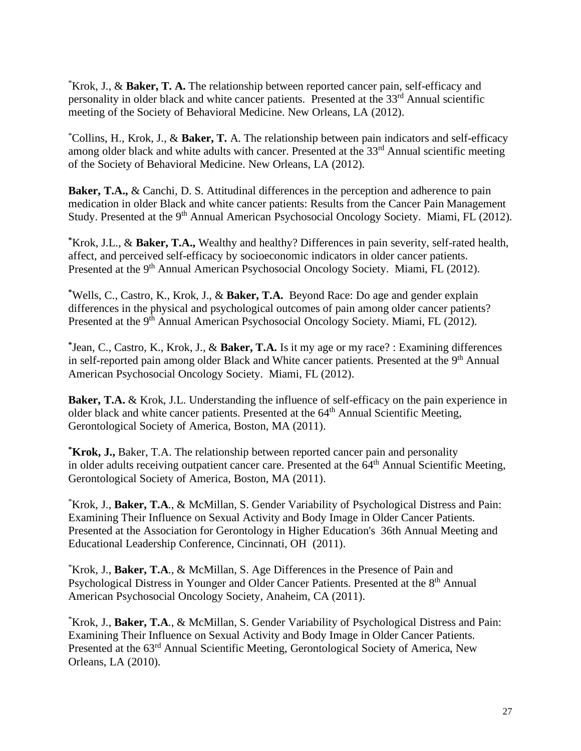*Krok, J., & **Baker, T. A.** The relationship between reported cancer pain, self-efficacy and personality in older black and white cancer patients. Presented at the 33rd Annual scientific meeting of the Society of Behavioral Medicine. New Orleans, LA (2012).

*Collins, H., Krok, J., & **Baker, T.** A. The relationship between pain indicators and self-efficacy among older black and white adults with cancer. Presented at the 33rd Annual scientific meeting of the Society of Behavioral Medicine. New Orleans, LA (2012).

**Baker, T.A.,** & Canchi, D. S. Attitudinal differences in the perception and adherence to pain medication in older Black and white cancer patients: Results from the Cancer Pain Management Study. Presented at the 9th Annual American Psychosocial Oncology Society. Miami, FL (2012).

*Krok, J.L., & **Baker, T.A.,** Wealthy and healthy? Differences in pain severity, self-rated health, affect, and perceived self-efficacy by socioeconomic indicators in older cancer patients. Presented at the 9th Annual American Psychosocial Oncology Society. Miami, FL (2012).

*Wells, C., Castro, K., Krok, J., & **Baker, T.A.** Beyond Race: Do age and gender explain differences in the physical and psychological outcomes of pain among older cancer patients? Presented at the 9th Annual American Psychosocial Oncology Society. Miami, FL (2012).

*Jean, C., Castro, K., Krok, J., & **Baker, T.A.** Is it my age or my race? : Examining differences in self-reported pain among older Black and White cancer patients. Presented at the 9th Annual American Psychosocial Oncology Society. Miami, FL (2012).

**Baker, T.A.** & Krok, J.L. Understanding the influence of self-efficacy on the pain experience in older black and white cancer patients. Presented at the 64th Annual Scientific Meeting, Gerontological Society of America, Boston, MA (2011).

***Krok, J.,** Baker, T.A. The relationship between reported cancer pain and personality in older adults receiving outpatient cancer care. Presented at the 64th Annual Scientific Meeting, Gerontological Society of America, Boston, MA (2011).

*Krok, J., **Baker, T.A**., & McMillan, S. Gender Variability of Psychological Distress and Pain: Examining Their Influence on Sexual Activity and Body Image in Older Cancer Patients. Presented at the Association for Gerontology in Higher Education's 36th Annual Meeting and Educational Leadership Conference, Cincinnati, OH (2011).

*Krok, J., **Baker, T.A**., & McMillan, S. Age Differences in the Presence of Pain and Psychological Distress in Younger and Older Cancer Patients. Presented at the 8th Annual American Psychosocial Oncology Society, Anaheim, CA (2011).

*Krok, J., **Baker, T.A**., & McMillan, S. Gender Variability of Psychological Distress and Pain: Examining Their Influence on Sexual Activity and Body Image in Older Cancer Patients. Presented at the 63rd Annual Scientific Meeting, Gerontological Society of America, New Orleans, LA (2010).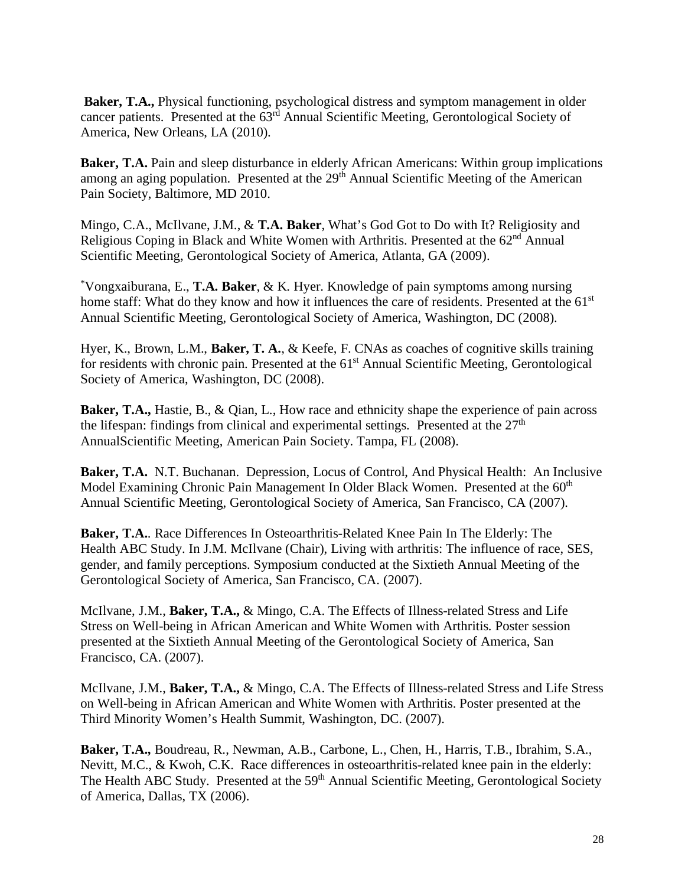**Baker, T.A.,** Physical functioning, psychological distress and symptom management in older cancer patients. Presented at the 63rd Annual Scientific Meeting, Gerontological Society of America, New Orleans, LA (2010).

**Baker, T.A.** Pain and sleep disturbance in elderly African Americans: Within group implications among an aging population. Presented at the 29th Annual Scientific Meeting of the American Pain Society, Baltimore, MD 2010.

Mingo, C.A., McIlvane, J.M., & **T.A. Baker**, What's God Got to Do with It? Religiosity and Religious Coping in Black and White Women with Arthritis. Presented at the 62nd Annual Scientific Meeting, Gerontological Society of America, Atlanta, GA (2009).

*Vongxaiburana, E., **T.A. Baker**, & K. Hyer. Knowledge of pain symptoms among nursing home staff: What do they know and how it influences the care of residents. Presented at the 61st Annual Scientific Meeting, Gerontological Society of America, Washington, DC (2008).

Hyer, K., Brown, L.M., **Baker, T. A.**, & Keefe, F. CNAs as coaches of cognitive skills training for residents with chronic pain. Presented at the 61st Annual Scientific Meeting, Gerontological Society of America, Washington, DC (2008).

**Baker, T.A.,** Hastie, B., & Qian, L., How race and ethnicity shape the experience of pain across the lifespan: findings from clinical and experimental settings. Presented at the 27th AnnualScientific Meeting, American Pain Society. Tampa, FL (2008).

**Baker, T.A.** N.T. Buchanan. Depression, Locus of Control, And Physical Health: An Inclusive Model Examining Chronic Pain Management In Older Black Women. Presented at the 60th Annual Scientific Meeting, Gerontological Society of America, San Francisco, CA (2007).

**Baker, T.A.**. Race Differences In Osteoarthritis-Related Knee Pain In The Elderly: The Health ABC Study. In J.M. McIlvane (Chair), Living with arthritis: The influence of race, SES, gender, and family perceptions. Symposium conducted at the Sixtieth Annual Meeting of the Gerontological Society of America, San Francisco, CA. (2007).

McIlvane, J.M., **Baker, T.A.,** & Mingo, C.A. The Effects of Illness-related Stress and Life Stress on Well-being in African American and White Women with Arthritis. Poster session presented at the Sixtieth Annual Meeting of the Gerontological Society of America, San Francisco, CA. (2007).

McIlvane, J.M., **Baker, T.A.,** & Mingo, C.A. The Effects of Illness-related Stress and Life Stress on Well-being in African American and White Women with Arthritis. Poster presented at the Third Minority Women's Health Summit, Washington, DC. (2007).

**Baker, T.A.,** Boudreau, R., Newman, A.B., Carbone, L., Chen, H., Harris, T.B., Ibrahim, S.A., Nevitt, M.C., & Kwoh, C.K. Race differences in osteoarthritis-related knee pain in the elderly: The Health ABC Study. Presented at the 59th Annual Scientific Meeting, Gerontological Society of America, Dallas, TX (2006).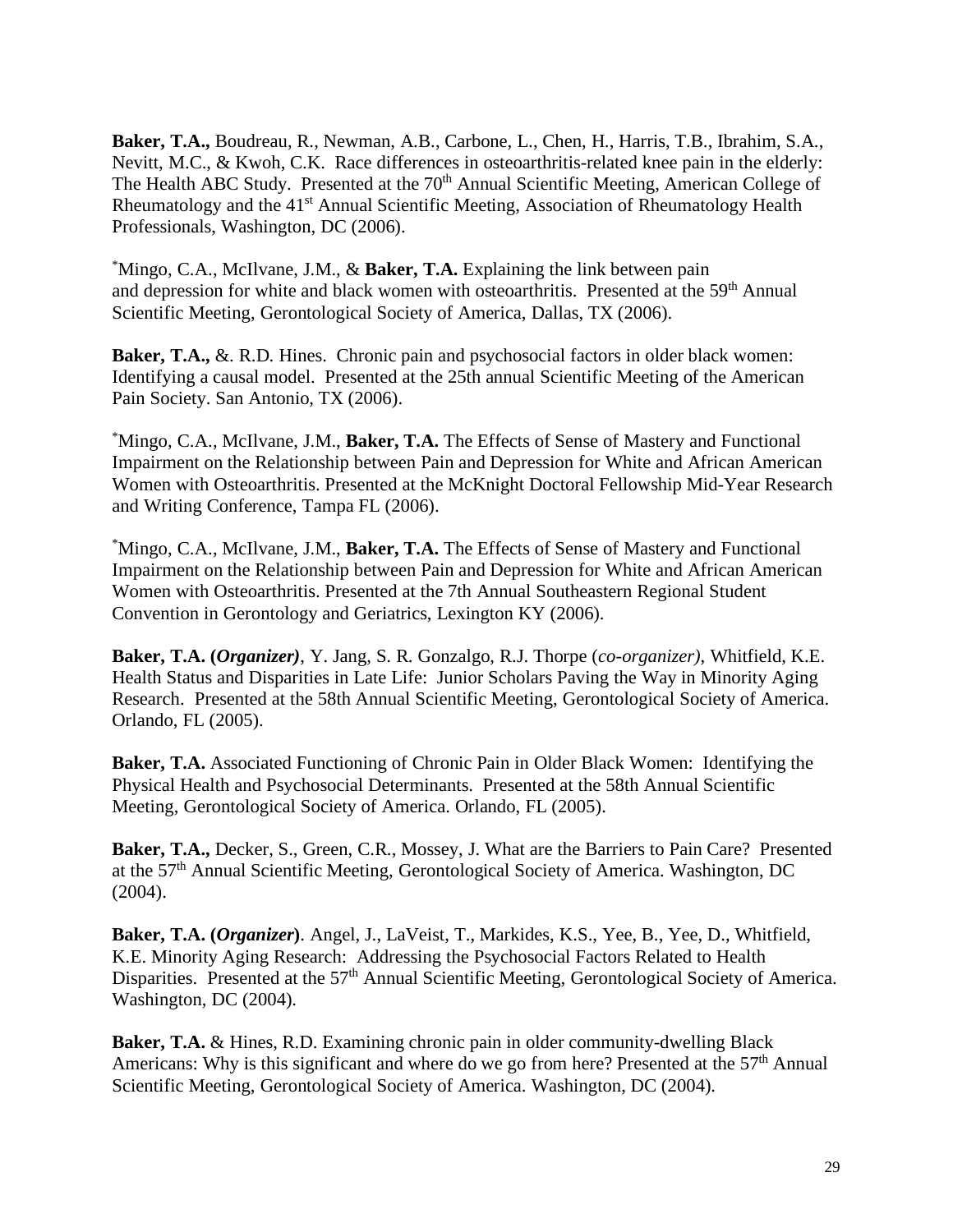**Baker, T.A.,** Boudreau, R., Newman, A.B., Carbone, L., Chen, H., Harris, T.B., Ibrahim, S.A., Nevitt, M.C., & Kwoh, C.K. Race differences in osteoarthritis-related knee pain in the elderly: The Health ABC Study. Presented at the 70th Annual Scientific Meeting, American College of Rheumatology and the 41st Annual Scientific Meeting, Association of Rheumatology Health Professionals, Washington, DC (2006).

*Mingo, C.A., McIlvane, J.M., & **Baker, T.A.** Explaining the link between pain and depression for white and black women with osteoarthritis. Presented at the 59th Annual Scientific Meeting, Gerontological Society of America, Dallas, TX (2006).

**Baker, T.A.,** &. R.D. Hines. Chronic pain and psychosocial factors in older black women: Identifying a causal model. Presented at the 25th annual Scientific Meeting of the American Pain Society. San Antonio, TX (2006).

*Mingo, C.A., McIlvane, J.M., **Baker, T.A.** The Effects of Sense of Mastery and Functional Impairment on the Relationship between Pain and Depression for White and African American Women with Osteoarthritis. Presented at the McKnight Doctoral Fellowship Mid-Year Research and Writing Conference, Tampa FL (2006).

*Mingo, C.A., McIlvane, J.M., **Baker, T.A.** The Effects of Sense of Mastery and Functional Impairment on the Relationship between Pain and Depression for White and African American Women with Osteoarthritis. Presented at the 7th Annual Southeastern Regional Student Convention in Gerontology and Geriatrics, Lexington KY (2006).

**Baker, T.A. (*Organizer)***, Y. Jang, S. R. Gonzalgo, R.J. Thorpe (*co-organizer)*, Whitfield, K.E. Health Status and Disparities in Late Life: Junior Scholars Paving the Way in Minority Aging Research. Presented at the 58th Annual Scientific Meeting, Gerontological Society of America. Orlando, FL (2005).

**Baker, T.A.** Associated Functioning of Chronic Pain in Older Black Women: Identifying the Physical Health and Psychosocial Determinants. Presented at the 58th Annual Scientific Meeting, Gerontological Society of America. Orlando, FL (2005).

**Baker, T.A.,** Decker, S., Green, C.R., Mossey, J. What are the Barriers to Pain Care? Presented at the 57th Annual Scientific Meeting, Gerontological Society of America. Washington, DC (2004).

**Baker, T.A. (*Organizer*)**. Angel, J., LaVeist, T., Markides, K.S., Yee, B., Yee, D., Whitfield, K.E. Minority Aging Research: Addressing the Psychosocial Factors Related to Health Disparities. Presented at the 57th Annual Scientific Meeting, Gerontological Society of America. Washington, DC (2004).

**Baker, T.A.** & Hines, R.D. Examining chronic pain in older community-dwelling Black Americans: Why is this significant and where do we go from here? Presented at the 57th Annual Scientific Meeting, Gerontological Society of America. Washington, DC (2004).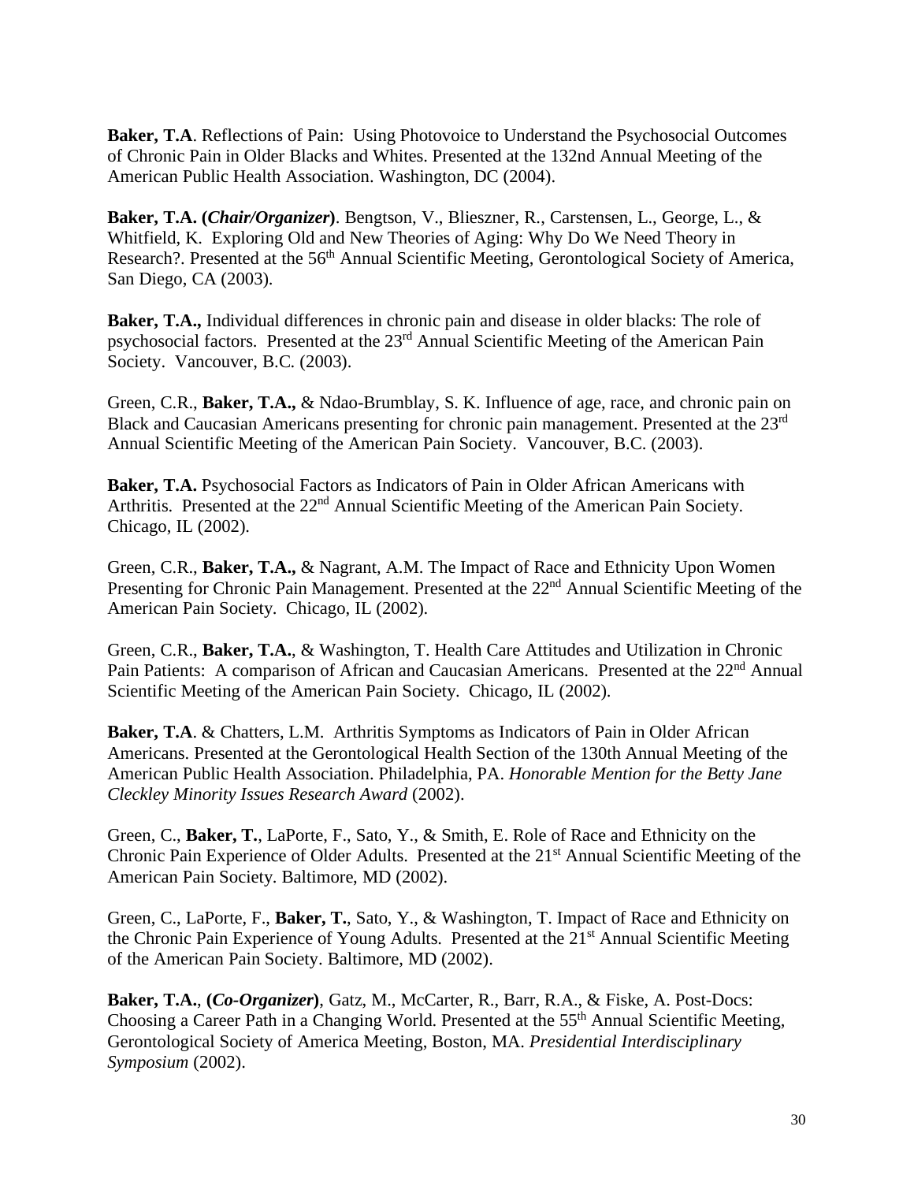**Baker, T.A**. Reflections of Pain: Using Photovoice to Understand the Psychosocial Outcomes of Chronic Pain in Older Blacks and Whites. Presented at the 132nd Annual Meeting of the American Public Health Association. Washington, DC (2004).

**Baker, T.A. (*Chair/Organizer*)**. Bengtson, V., Blieszner, R., Carstensen, L., George, L., & Whitfield, K. Exploring Old and New Theories of Aging: Why Do We Need Theory in Research?. Presented at the 56th Annual Scientific Meeting, Gerontological Society of America, San Diego, CA (2003).

**Baker, T.A.,** Individual differences in chronic pain and disease in older blacks: The role of psychosocial factors. Presented at the 23rd Annual Scientific Meeting of the American Pain Society. Vancouver, B.C. (2003).

Green, C.R., **Baker, T.A.,** & Ndao-Brumblay, S. K. Influence of age, race, and chronic pain on Black and Caucasian Americans presenting for chronic pain management. Presented at the 23rd Annual Scientific Meeting of the American Pain Society. Vancouver, B.C. (2003).

**Baker, T.A.** Psychosocial Factors as Indicators of Pain in Older African Americans with Arthritis. Presented at the 22nd Annual Scientific Meeting of the American Pain Society. Chicago, IL (2002).

Green, C.R., **Baker, T.A.,** & Nagrant, A.M. The Impact of Race and Ethnicity Upon Women Presenting for Chronic Pain Management. Presented at the 22nd Annual Scientific Meeting of the American Pain Society. Chicago, IL (2002).

Green, C.R., **Baker, T.A.**, & Washington, T. Health Care Attitudes and Utilization in Chronic Pain Patients: A comparison of African and Caucasian Americans. Presented at the 22nd Annual Scientific Meeting of the American Pain Society. Chicago, IL (2002).

**Baker, T.A**. & Chatters, L.M. Arthritis Symptoms as Indicators of Pain in Older African Americans. Presented at the Gerontological Health Section of the 130th Annual Meeting of the American Public Health Association. Philadelphia, PA. *Honorable Mention for the Betty Jane Cleckley Minority Issues Research Award* (2002).

Green, C., **Baker, T.**, LaPorte, F., Sato, Y., & Smith, E. Role of Race and Ethnicity on the Chronic Pain Experience of Older Adults. Presented at the 21st Annual Scientific Meeting of the American Pain Society. Baltimore, MD (2002).

Green, C., LaPorte, F., **Baker, T.**, Sato, Y., & Washington, T. Impact of Race and Ethnicity on the Chronic Pain Experience of Young Adults. Presented at the 21st Annual Scientific Meeting of the American Pain Society. Baltimore, MD (2002).

**Baker, T.A.**, **(*Co-Organizer*)**, Gatz, M., McCarter, R., Barr, R.A., & Fiske, A. Post-Docs: Choosing a Career Path in a Changing World. Presented at the 55th Annual Scientific Meeting, Gerontological Society of America Meeting, Boston, MA. *Presidential Interdisciplinary Symposium* (2002).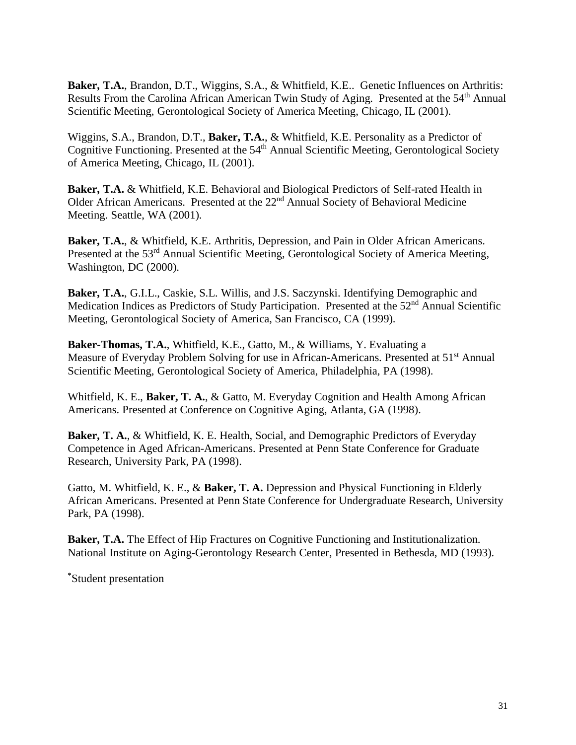**Baker, T.A.**, Brandon, D.T., Wiggins, S.A., & Whitfield, K.E.. Genetic Influences on Arthritis: Results From the Carolina African American Twin Study of Aging. Presented at the 54th Annual Scientific Meeting, Gerontological Society of America Meeting, Chicago, IL (2001).

Wiggins, S.A., Brandon, D.T., **Baker, T.A.**, & Whitfield, K.E. Personality as a Predictor of Cognitive Functioning. Presented at the 54th Annual Scientific Meeting, Gerontological Society of America Meeting, Chicago, IL (2001).

**Baker, T.A.** & Whitfield, K.E. Behavioral and Biological Predictors of Self-rated Health in Older African Americans. Presented at the 22nd Annual Society of Behavioral Medicine Meeting. Seattle, WA (2001).

**Baker, T.A.**, & Whitfield, K.E. Arthritis, Depression, and Pain in Older African Americans. Presented at the 53rd Annual Scientific Meeting, Gerontological Society of America Meeting, Washington, DC (2000).

**Baker, T.A.**, G.I.L., Caskie, S.L. Willis, and J.S. Saczynski. Identifying Demographic and Medication Indices as Predictors of Study Participation. Presented at the 52nd Annual Scientific Meeting, Gerontological Society of America, San Francisco, CA (1999).

**Baker-Thomas, T.A.**, Whitfield, K.E., Gatto, M., & Williams, Y. Evaluating a Measure of Everyday Problem Solving for use in African-Americans. Presented at 51st Annual Scientific Meeting, Gerontological Society of America, Philadelphia, PA (1998).

Whitfield, K. E., **Baker, T. A.**, & Gatto, M. Everyday Cognition and Health Among African Americans. Presented at Conference on Cognitive Aging, Atlanta, GA (1998).

**Baker, T. A.**, & Whitfield, K. E. Health, Social, and Demographic Predictors of Everyday Competence in Aged African-Americans. Presented at Penn State Conference for Graduate Research, University Park, PA (1998).

Gatto, M. Whitfield, K. E., & **Baker, T. A.** Depression and Physical Functioning in Elderly African Americans. Presented at Penn State Conference for Undergraduate Research, University Park, PA (1998).

**Baker, T.A.** The Effect of Hip Fractures on Cognitive Functioning and Institutionalization. National Institute on Aging-Gerontology Research Center, Presented in Bethesda, MD (1993).

*Student presentation